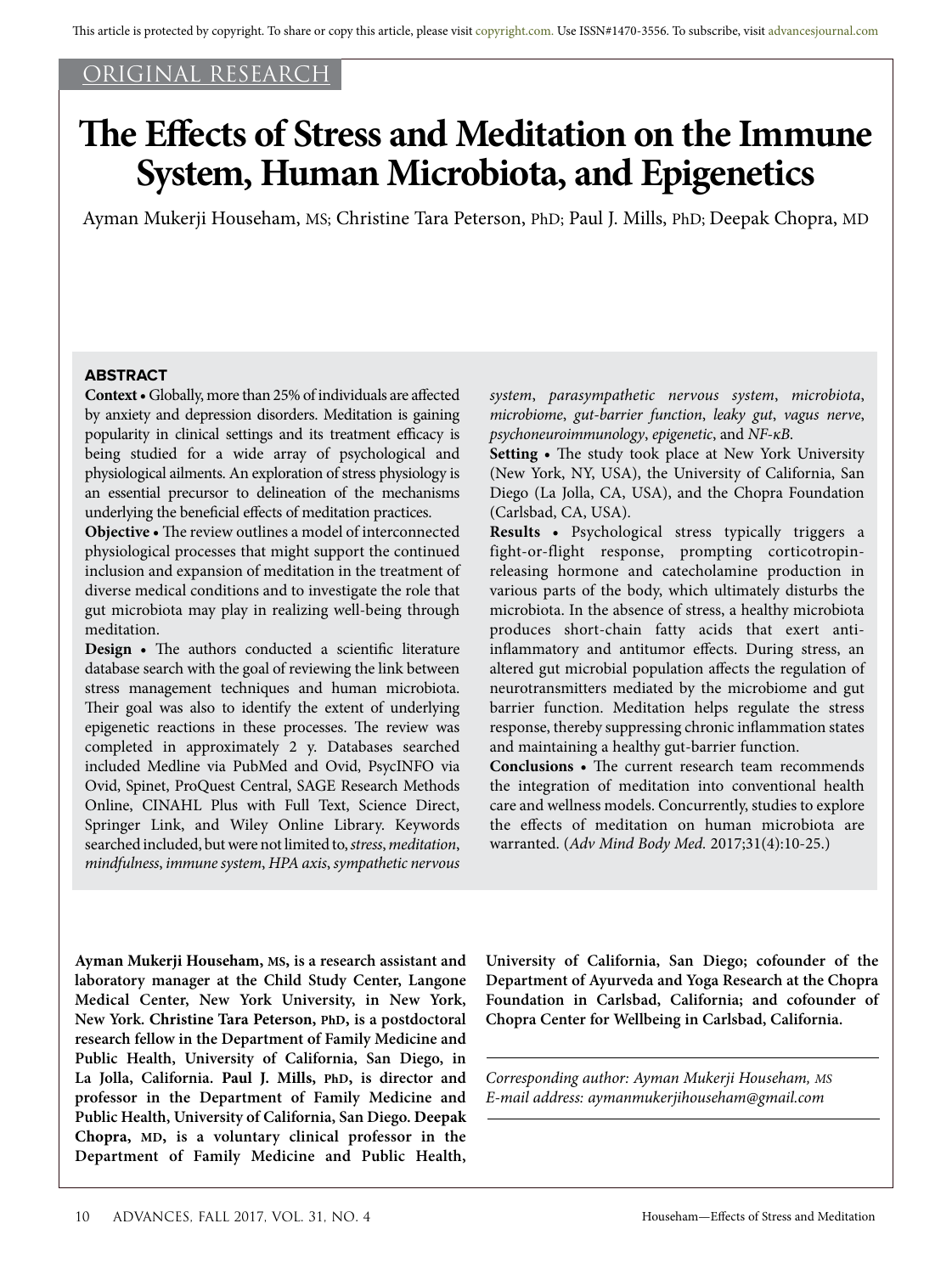ORIGINAL RESEARCH

# The Effects of Stress and Meditation on the Immune System, Human Microbiota, and Epigenetics

Ayman Mukerji Househam, MS; Christine Tara Peterson, PhD; Paul J. Mills, PhD; Deepak Chopra, MD

## ABSTRACT

**Context** • Globally, more than 25% of individuals are affected by anxiety and depression disorders. Meditation is gaining popularity in clinical settings and its treatment efficacy is being studied for a wide array of psychological and physiological ailments. An exploration of stress physiology is an essential precursor to delineation of the mechanisms underlying the beneficial effects of meditation practices.

**Objective** • The review outlines a model of interconnected physiological processes that might support the continued inclusion and expansion of meditation in the treatment of diverse medical conditions and to investigate the role that gut microbiota may play in realizing well-being through meditation.

**Design** • The authors conducted a scientific literature database search with the goal of reviewing the link between stress management techniques and human microbiota. Their goal was also to identify the extent of underlying epigenetic reactions in these processes. The review was completed in approximately 2 y. Databases searched included Medline via PubMed and Ovid, PsycINFO via Ovid, Spinet, ProQuest Central, SAGE Research Methods Online, CINAHL Plus with Full Text, Science Direct, Springer Link, and Wiley Online Library. Keywords searched included, but were not limited to, *stress*, *meditation*, *mindfulness*, *immune system*, *HPA axis*, *sympathetic nervous system*, *parasympathetic nervous system*, *microbiota*, *microbiome*, *gut-barrier function*, *leaky gut*, *vagus nerve*, *psychoneuroimmunology*, *epigenetic*, and *NF-κB*.

**Setting** • The study took place at New York University (New York, NY, USA), the University of California, San Diego (La Jolla, CA, USA), and the Chopra Foundation (Carlsbad, CA, USA).

**Results** • Psychological stress typically triggers a fight-or-flight response, prompting corticotropin-releasing hormone and catecholamine production in various parts of the body, which ultimately disturbs the microbiota. In the absence of stress, a healthy microbiota produces short-chain fatty acids that exert anti-inflammatory and antitumor effects. During stress, an altered gut microbial population affects the regulation of neurotransmitters mediated by the microbiome and gut barrier function. Meditation helps regulate the stress response, thereby suppressing chronic inflammation states and maintaining a healthy gut-barrier function.

**Conclusions** • The current research team recommends the integration of meditation into conventional health care and wellness models. Concurrently, studies to explore the effects of meditation on human microbiota are warranted. (*Adv Mind Body Med.* 2017;31(4):10-25.)

**Ayman Mukerji Househam, MS, is a research assistant and laboratory manager at the Child Study Center, Langone Medical Center, New York University, in New York, New York. Christine Tara Peterson, PhD, is a postdoctoral research fellow in the Department of Family Medicine and Public Health, University of California, San Diego, in La Jolla, California. Paul J. Mills, PhD, is director and professor in the Department of Family Medicine and Public Health, University of California, San Diego. Deepak Chopra, MD, is a voluntary clinical professor in the Department of Family Medicine and Public Health, University of California, San Diego; cofounder of the Department of Ayurveda and Yoga Research at the Chopra Foundation in Carlsbad, California; and cofounder of Chopra Center for Wellbeing in Carlsbad, California.**

*Corresponding author: Ayman Mukerji Househam, MS*
*E-mail address: aymanmukerjihouseham@gmail.com*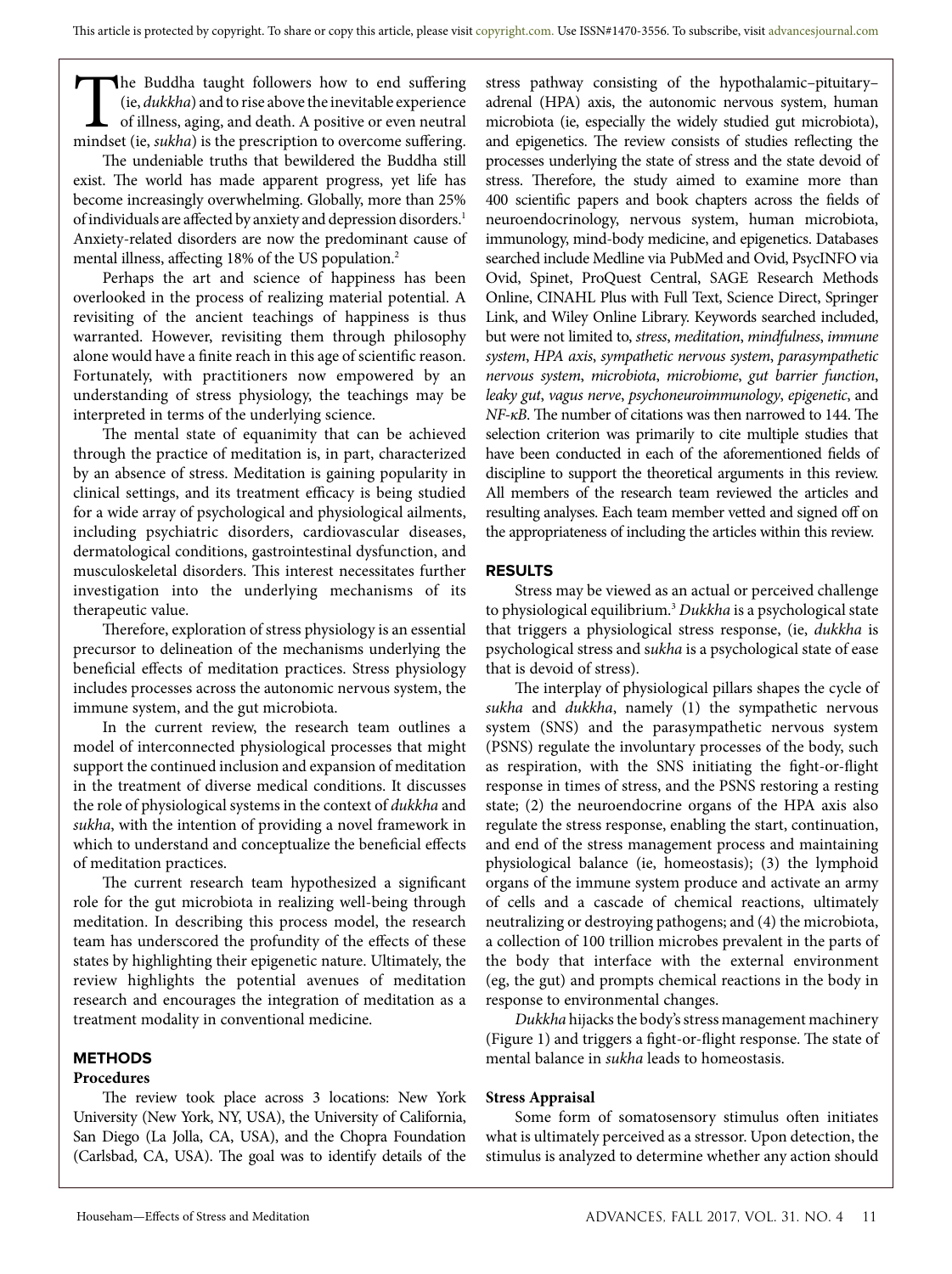The Buddha taught followers how to end suffering (ie, *dukkha*) and to rise above the inevitable experience of illness, aging, and death. A positive or even neutral mindset (ie, *sukha*) is the prescription to overcome suffering.

The undeniable truths that bewildered the Buddha still exist. The world has made apparent progress, yet life has become increasingly overwhelming. Globally, more than 25% of individuals are affected by anxiety and depression disorders.[1] Anxiety-related disorders are now the predominant cause of mental illness, affecting 18% of the US population.[2]

Perhaps the art and science of happiness has been overlooked in the process of realizing material potential. A revisiting of the ancient teachings of happiness is thus warranted. However, revisiting them through philosophy alone would have a finite reach in this age of scientific reason. Fortunately, with practitioners now empowered by an understanding of stress physiology, the teachings may be interpreted in terms of the underlying science.

The mental state of equanimity that can be achieved through the practice of meditation is, in part, characterized by an absence of stress. Meditation is gaining popularity in clinical settings, and its treatment efficacy is being studied for a wide array of psychological and physiological ailments, including psychiatric disorders, cardiovascular diseases, dermatological conditions, gastrointestinal dysfunction, and musculoskeletal disorders. This interest necessitates further investigation into the underlying mechanisms of its therapeutic value.

Therefore, exploration of stress physiology is an essential precursor to delineation of the mechanisms underlying the beneficial effects of meditation practices. Stress physiology includes processes across the autonomic nervous system, the immune system, and the gut microbiota.

In the current review, the research team outlines a model of interconnected physiological processes that might support the continued inclusion and expansion of meditation in the treatment of diverse medical conditions. It discusses the role of physiological systems in the context of *dukkha* and *sukha*, with the intention of providing a novel framework in which to understand and conceptualize the beneficial effects of meditation practices.

The current research team hypothesized a significant role for the gut microbiota in realizing well-being through meditation. In describing this process model, the research team has underscored the profundity of the effects of these states by highlighting their epigenetic nature. Ultimately, the review highlights the potential avenues of meditation research and encourages the integration of meditation as a treatment modality in conventional medicine.

## METHODS

### Procedures

The review took place across 3 locations: New York University (New York, NY, USA), the University of California, San Diego (La Jolla, CA, USA), and the Chopra Foundation (Carlsbad, CA, USA). The goal was to identify details of the stress pathway consisting of the hypothalamic–pituitary–adrenal (HPA) axis, the autonomic nervous system, human microbiota (ie, especially the widely studied gut microbiota), and epigenetics. The review consists of studies reflecting the processes underlying the state of stress and the state devoid of stress. Therefore, the study aimed to examine more than 400 scientific papers and book chapters across the fields of neuroendocrinology, nervous system, human microbiota, immunology, mind-body medicine, and epigenetics. Databases searched include Medline via PubMed and Ovid, PsycINFO via Ovid, Spinet, ProQuest Central, SAGE Research Methods Online, CINAHL Plus with Full Text, Science Direct, Springer Link, and Wiley Online Library. Keywords searched included, but were not limited to, *stress*, *meditation*, *mindfulness*, *immune system*, *HPA axis*, *sympathetic nervous system*, *parasympathetic nervous system*, *microbiota*, *microbiome*, *gut barrier function*, *leaky gut*, *vagus nerve*, *psychoneuroimmunology*, *epigenetic*, and *NF-κB*. The number of citations was then narrowed to 144. The selection criterion was primarily to cite multiple studies that have been conducted in each of the aforementioned fields of discipline to support the theoretical arguments in this review. All members of the research team reviewed the articles and resulting analyses. Each team member vetted and signed off on the appropriateness of including the articles within this review.

## RESULTS

Stress may be viewed as an actual or perceived challenge to physiological equilibrium.[3] *Dukkha* is a psychological state that triggers a physiological stress response, (ie, *dukkha* is psychological stress and *sukha* is a psychological state of ease that is devoid of stress).

The interplay of physiological pillars shapes the cycle of *sukha* and *dukkha*, namely (1) the sympathetic nervous system (SNS) and the parasympathetic nervous system (PSNS) regulate the involuntary processes of the body, such as respiration, with the SNS initiating the fight-or-flight response in times of stress, and the PSNS restoring a resting state; (2) the neuroendocrine organs of the HPA axis also regulate the stress response, enabling the start, continuation, and end of the stress management process and maintaining physiological balance (ie, homeostasis); (3) the lymphoid organs of the immune system produce and activate an army of cells and a cascade of chemical reactions, ultimately neutralizing or destroying pathogens; and (4) the microbiota, a collection of 100 trillion microbes prevalent in the parts of the body that interface with the external environment (eg, the gut) and prompts chemical reactions in the body in response to environmental changes.

*Dukkha* hijacks the body's stress management machinery (Figure 1) and triggers a fight-or-flight response. The state of mental balance in *sukha* leads to homeostasis.

### Stress Appraisal

Some form of somatosensory stimulus often initiates what is ultimately perceived as a stressor. Upon detection, the stimulus is analyzed to determine whether any action should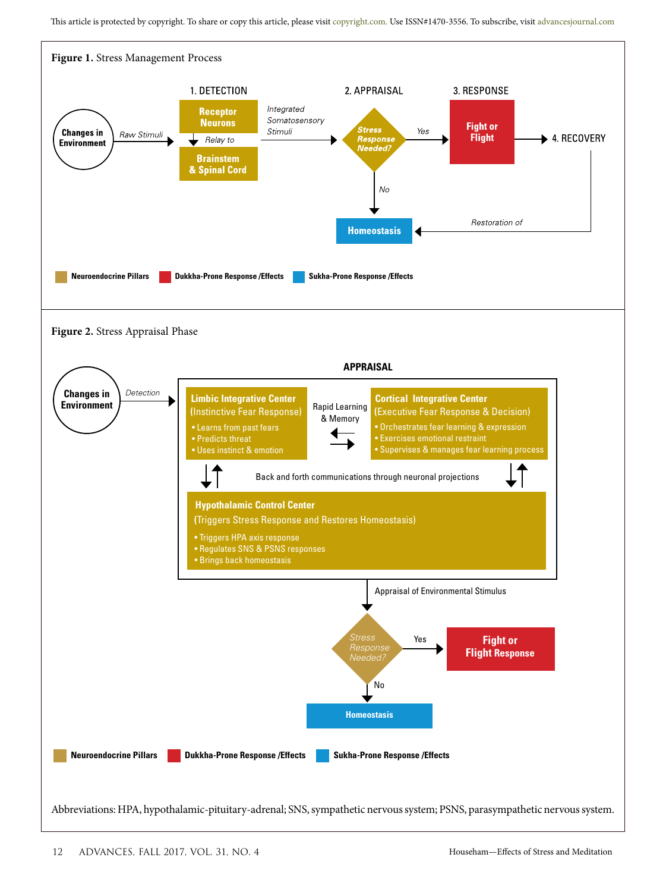**Figure 1.** Stress Management Process

1. DETECTION

Changes in Environment → Raw Stimuli → Receptor Neurons → Relay to → Brainstem & Spinal Cord

Integrated Somatosensory Stimuli →

2. APPRAISAL

Stress Response Needed?

Yes → 3. RESPONSE: Fight or Flight → 4. RECOVERY → Restoration of → Homeostasis

No → Homeostasis

Neuroendocrine Pillars | Dukkha-Prone Response /Effects | Sukha-Prone Response /Effects

**Figure 2.** Stress Appraisal Phase

Changes in Environment → Detection →

APPRAISAL

**Limbic Integrative Center** (Instinctive Fear Response)
- Learns from past fears
- Predicts threat
- Uses instinct & emotion

Rapid Learning & Memory

**Cortical Integrative Center** (Executive Fear Response & Decision)
- Orchestrates fear learning & expression
- Exercises emotional restraint
- Supervises & manages fear learning process

Back and forth communications through neuronal projections

**Hypothalamic Control Center** (Triggers Stress Response and Restores Homeostasis)
- Triggers HPA axis response
- Regulates SNS & PSNS responses
- Brings back homeostasis

Appraisal of Environmental Stimulus

Stress Response Needed?

Yes → Fight or Flight Response

No → Homeostasis

Neuroendocrine Pillars | Dukkha-Prone Response /Effects | Sukha-Prone Response /Effects

Abbreviations: HPA, hypothalamic-pituitary-adrenal; SNS, sympathetic nervous system; PSNS, parasympathetic nervous system.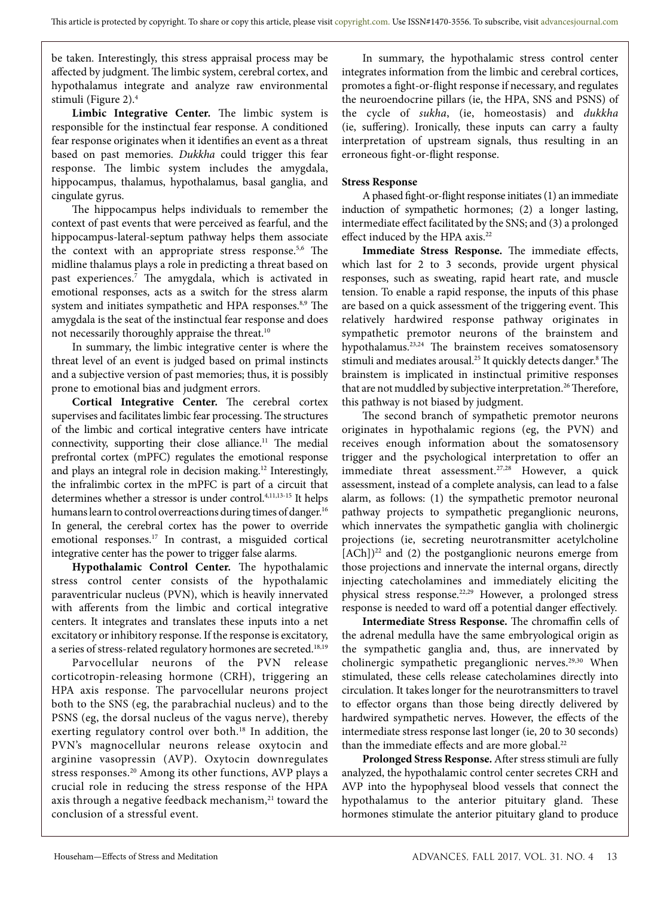be taken. Interestingly, this stress appraisal process may be affected by judgment. The limbic system, cerebral cortex, and hypothalamus integrate and analyze raw environmental stimuli (Figure 2).[4]

**Limbic Integrative Center.** The limbic system is responsible for the instinctual fear response. A conditioned fear response originates when it identifies an event as a threat based on past memories. *Dukkha* could trigger this fear response. The limbic system includes the amygdala, hippocampus, thalamus, hypothalamus, basal ganglia, and cingulate gyrus.

The hippocampus helps individuals to remember the context of past events that were perceived as fearful, and the hippocampus-lateral-septum pathway helps them associate the context with an appropriate stress response.[5,6] The midline thalamus plays a role in predicting a threat based on past experiences.[7] The amygdala, which is activated in emotional responses, acts as a switch for the stress alarm system and initiates sympathetic and HPA responses.[8,9] The amygdala is the seat of the instinctual fear response and does not necessarily thoroughly appraise the threat.[10]

In summary, the limbic integrative center is where the threat level of an event is judged based on primal instincts and a subjective version of past memories; thus, it is possibly prone to emotional bias and judgment errors.

**Cortical Integrative Center.** The cerebral cortex supervises and facilitates limbic fear processing. The structures of the limbic and cortical integrative centers have intricate connectivity, supporting their close alliance.[11] The medial prefrontal cortex (mPFC) regulates the emotional response and plays an integral role in decision making.[12] Interestingly, the infralimbic cortex in the mPFC is part of a circuit that determines whether a stressor is under control.[4,11,13-15] It helps humans learn to control overreactions during times of danger.[16] In general, the cerebral cortex has the power to override emotional responses.[17] In contrast, a misguided cortical integrative center has the power to trigger false alarms.

**Hypothalamic Control Center.** The hypothalamic stress control center consists of the hypothalamic paraventricular nucleus (PVN), which is heavily innervated with afferents from the limbic and cortical integrative centers. It integrates and translates these inputs into a net excitatory or inhibitory response. If the response is excitatory, a series of stress-related regulatory hormones are secreted.[18,19]

Parvocellular neurons of the PVN release corticotropin-releasing hormone (CRH), triggering an HPA axis response. The parvocellular neurons project both to the SNS (eg, the parabrachial nucleus) and to the PSNS (eg, the dorsal nucleus of the vagus nerve), thereby exerting regulatory control over both.[18] In addition, the PVN's magnocellular neurons release oxytocin and arginine vasopressin (AVP). Oxytocin downregulates stress responses.[20] Among its other functions, AVP plays a crucial role in reducing the stress response of the HPA axis through a negative feedback mechanism,[21] toward the conclusion of a stressful event.

In summary, the hypothalamic stress control center integrates information from the limbic and cerebral cortices, promotes a fight-or-flight response if necessary, and regulates the neuroendocrine pillars (ie, the HPA, SNS and PSNS) of the cycle of *sukha*, (ie, homeostasis) and *dukkha* (ie, suffering). Ironically, these inputs can carry a faulty interpretation of upstream signals, thus resulting in an erroneous fight-or-flight response.

**Stress Response**

A phased fight-or-flight response initiates (1) an immediate induction of sympathetic hormones; (2) a longer lasting, intermediate effect facilitated by the SNS; and (3) a prolonged effect induced by the HPA axis.[22]

**Immediate Stress Response.** The immediate effects, which last for 2 to 3 seconds, provide urgent physical responses, such as sweating, rapid heart rate, and muscle tension. To enable a rapid response, the inputs of this phase are based on a quick assessment of the triggering event. This relatively hardwired response pathway originates in sympathetic premotor neurons of the brainstem and hypothalamus.[23,24] The brainstem receives somatosensory stimuli and mediates arousal.[25] It quickly detects danger.[8] The brainstem is implicated in instinctual primitive responses that are not muddled by subjective interpretation.[26] Therefore, this pathway is not biased by judgment.

The second branch of sympathetic premotor neurons originates in hypothalamic regions (eg, the PVN) and receives enough information about the somatosensory trigger and the psychological interpretation to offer an immediate threat assessment.[27,28] However, a quick assessment, instead of a complete analysis, can lead to a false alarm, as follows: (1) the sympathetic premotor neuronal pathway projects to sympathetic preganglionic neurons, which innervates the sympathetic ganglia with cholinergic projections (ie, secreting neurotransmitter acetylcholine [ACh])[22] and (2) the postganglionic neurons emerge from those projections and innervate the internal organs, directly injecting catecholamines and immediately eliciting the physical stress response.[22,29] However, a prolonged stress response is needed to ward off a potential danger effectively.

**Intermediate Stress Response.** The chromaffin cells of the adrenal medulla have the same embryological origin as the sympathetic ganglia and, thus, are innervated by cholinergic sympathetic preganglionic nerves.[29,30] When stimulated, these cells release catecholamines directly into circulation. It takes longer for the neurotransmitters to travel to effector organs than those being directly delivered by hardwired sympathetic nerves. However, the effects of the intermediate stress response last longer (ie, 20 to 30 seconds) than the immediate effects and are more global.[22]

**Prolonged Stress Response.** After stress stimuli are fully analyzed, the hypothalamic control center secretes CRH and AVP into the hypophyseal blood vessels that connect the hypothalamus to the anterior pituitary gland. These hormones stimulate the anterior pituitary gland to produce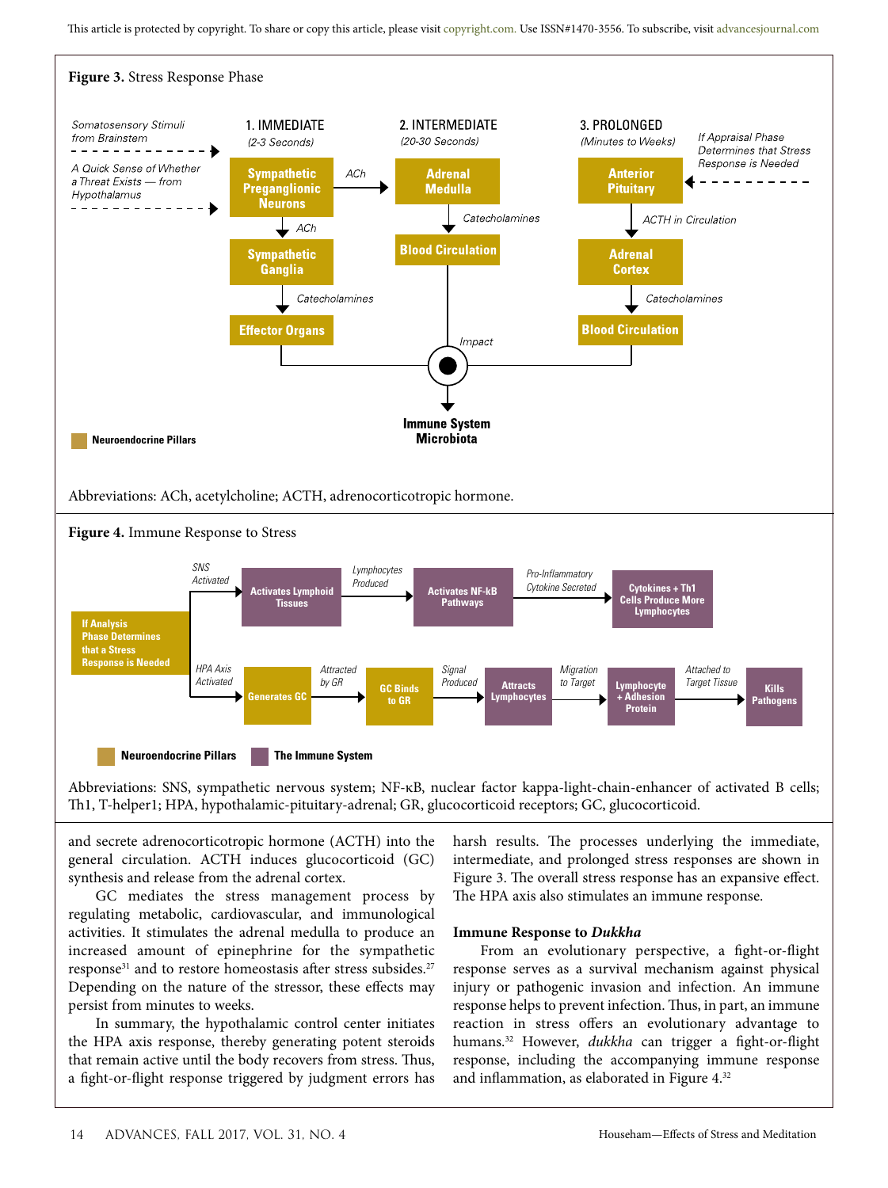**Figure 3.** Stress Response Phase

Abbreviations: ACh, acetylcholine; ACTH, adrenocorticotropic hormone.

**Figure 4.** Immune Response to Stress

Abbreviations: SNS, sympathetic nervous system; NF-κB, nuclear factor kappa-light-chain-enhancer of activated B cells; Th1, T-helper1; HPA, hypothalamic-pituitary-adrenal; GR, glucocorticoid receptors; GC, glucocorticoid.

and secrete adrenocorticotropic hormone (ACTH) into the general circulation. ACTH induces glucocorticoid (GC) synthesis and release from the adrenal cortex.

GC mediates the stress management process by regulating metabolic, cardiovascular, and immunological activities. It stimulates the adrenal medulla to produce an increased amount of epinephrine for the sympathetic response[31] and to restore homeostasis after stress subsides.[27] Depending on the nature of the stressor, these effects may persist from minutes to weeks.

In summary, the hypothalamic control center initiates the HPA axis response, thereby generating potent steroids that remain active until the body recovers from stress. Thus, a fight-or-flight response triggered by judgment errors has harsh results. The processes underlying the immediate, intermediate, and prolonged stress responses are shown in Figure 3. The overall stress response has an expansive effect. The HPA axis also stimulates an immune response.

### Immune Response to *Dukkha*

From an evolutionary perspective, a fight-or-flight response serves as a survival mechanism against physical injury or pathogenic invasion and infection. An immune response helps to prevent infection. Thus, in part, an immune reaction in stress offers an evolutionary advantage to humans.[32] However, *dukkha* can trigger a fight-or-flight response, including the accompanying immune response and inflammation, as elaborated in Figure 4.[32]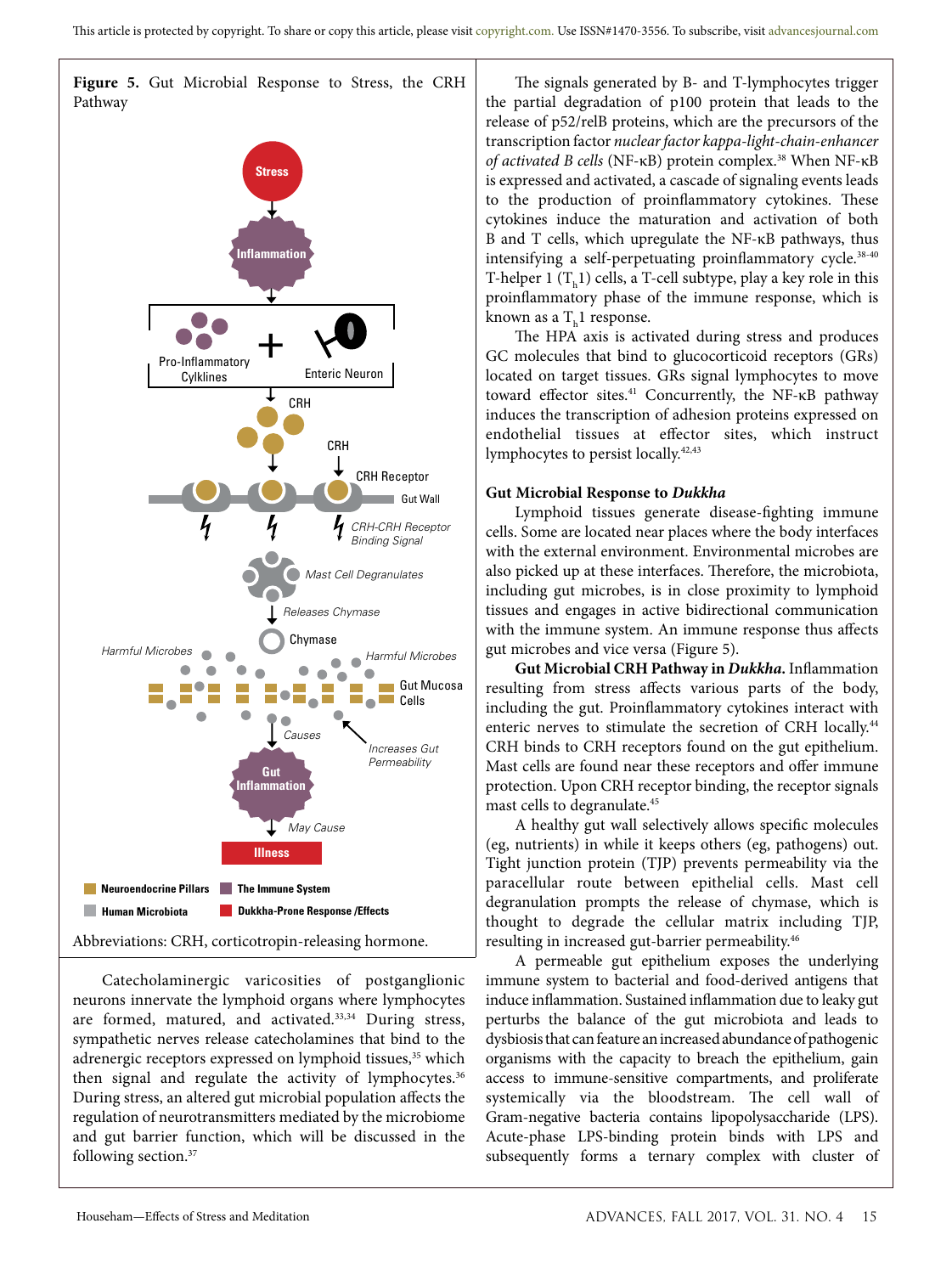**Figure 5.** Gut Microbial Response to Stress, the CRH Pathway

Abbreviations: CRH, corticotropin-releasing hormone.

Catecholaminergic varicosities of postganglionic neurons innervate the lymphoid organs where lymphocytes are formed, matured, and activated.[33,34] During stress, sympathetic nerves release catecholamines that bind to the adrenergic receptors expressed on lymphoid tissues,[35] which then signal and regulate the activity of lymphocytes.[36] During stress, an altered gut microbial population affects the regulation of neurotransmitters mediated by the microbiome and gut barrier function, which will be discussed in the following section.[37]

The signals generated by B- and T-lymphocytes trigger the partial degradation of p100 protein that leads to the release of p52/relB proteins, which are the precursors of the transcription factor *nuclear factor kappa-light-chain-enhancer of activated B cells* (NF-κB) protein complex.[38] When NF-κB is expressed and activated, a cascade of signaling events leads to the production of proinflammatory cytokines. These cytokines induce the maturation and activation of both B and T cells, which upregulate the NF-κB pathways, thus intensifying a self-perpetuating proinflammatory cycle.[38-40] T-helper 1 ($T_h1$) cells, a T-cell subtype, play a key role in this proinflammatory phase of the immune response, which is known as a $T_h1$ response.

The HPA axis is activated during stress and produces GC molecules that bind to glucocorticoid receptors (GRs) located on target tissues. GRs signal lymphocytes to move toward effector sites.[41] Concurrently, the NF-κB pathway induces the transcription of adhesion proteins expressed on endothelial tissues at effector sites, which instruct lymphocytes to persist locally.[42,43]

### Gut Microbial Response to *Dukkha*

Lymphoid tissues generate disease-fighting immune cells. Some are located near places where the body interfaces with the external environment. Environmental microbes are also picked up at these interfaces. Therefore, the microbiota, including gut microbes, is in close proximity to lymphoid tissues and engages in active bidirectional communication with the immune system. An immune response thus affects gut microbes and vice versa (Figure 5).

**Gut Microbial CRH Pathway in *Dukkha*.** Inflammation resulting from stress affects various parts of the body, including the gut. Proinflammatory cytokines interact with enteric nerves to stimulate the secretion of CRH locally.[44] CRH binds to CRH receptors found on the gut epithelium. Mast cells are found near these receptors and offer immune protection. Upon CRH receptor binding, the receptor signals mast cells to degranulate.[45]

A healthy gut wall selectively allows specific molecules (eg, nutrients) in while it keeps others (eg, pathogens) out. Tight junction protein (TJP) prevents permeability via the paracellular route between epithelial cells. Mast cell degranulation prompts the release of chymase, which is thought to degrade the cellular matrix including TJP, resulting in increased gut-barrier permeability.[46]

A permeable gut epithelium exposes the underlying immune system to bacterial and food-derived antigens that induce inflammation. Sustained inflammation due to leaky gut perturbs the balance of the gut microbiota and leads to dysbiosis that can feature an increased abundance of pathogenic organisms with the capacity to breach the epithelium, gain access to immune-sensitive compartments, and proliferate systemically via the bloodstream. The cell wall of Gram-negative bacteria contains lipopolysaccharide (LPS). Acute-phase LPS-binding protein binds with LPS and subsequently forms a ternary complex with cluster of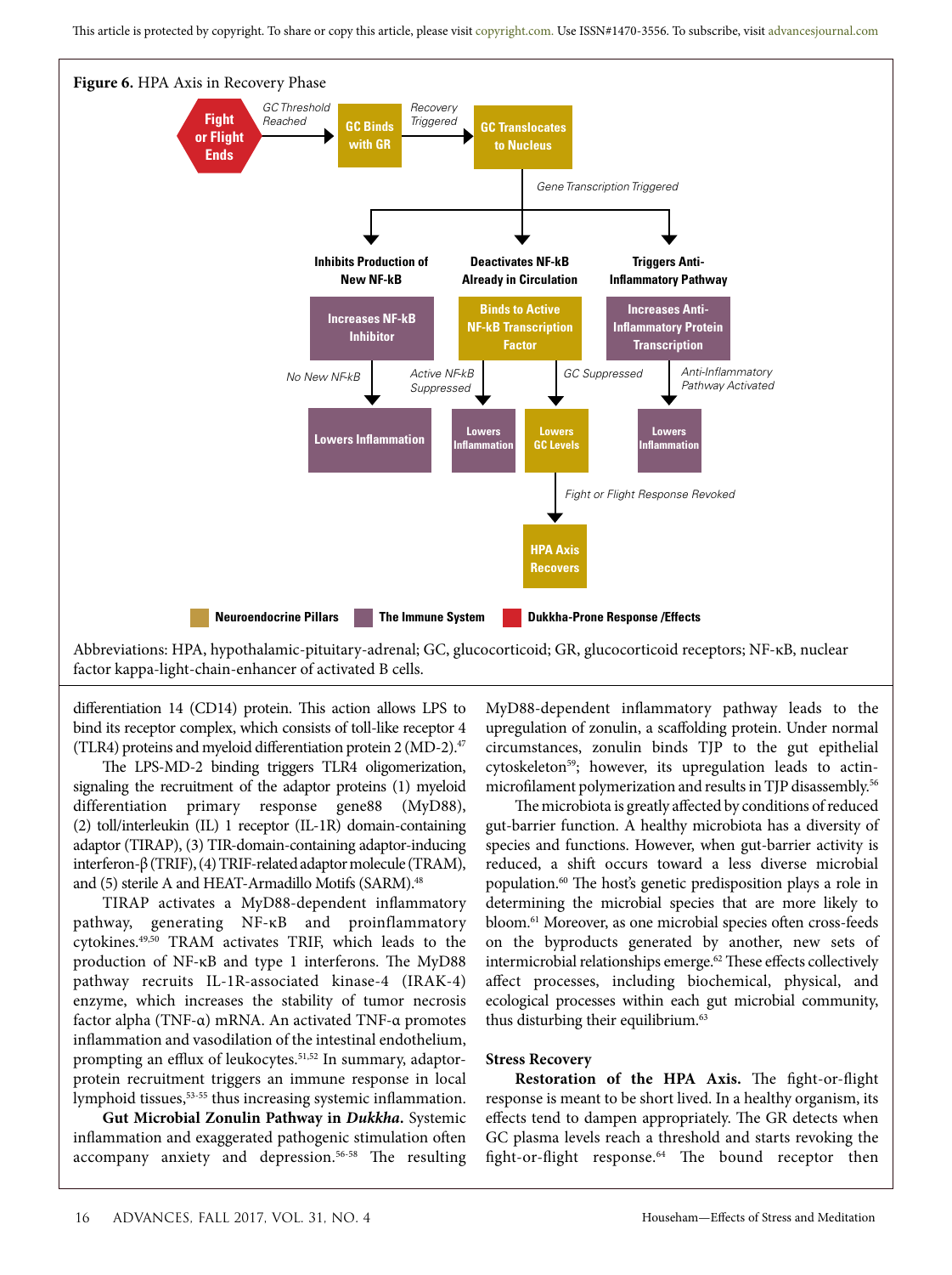**Figure 6.** HPA Axis in Recovery Phase

Fight or Flight Ends → *GC Threshold Reached* → GC Binds with GR → *Recovery Triggered* → GC Translocates to Nucleus → *Gene Transcription Triggered*

- Inhibits Production of New NF-kB: Increases NF-kB Inhibitor → *No New NF-kB* → Lowers Inflammation
- Deactivates NF-kB Already in Circulation: Binds to Active NF-kB Transcription Factor → *Active NF-kB Suppressed* → Lowers Inflammation; *GC Suppressed* → Lowers GC Levels → *Fight or Flight Response Revoked* → HPA Axis Recovers
- Triggers Anti-Inflammatory Pathway: Increases Anti-Inflammatory Protein Transcription → *Anti-Inflammatory Pathway Activated* → Lowers Inflammation

Legend: Neuroendocrine Pillars; The Immune System; Dukkha-Prone Response /Effects

Abbreviations: HPA, hypothalamic-pituitary-adrenal; GC, glucocorticoid; GR, glucocorticoid receptors; NF-κB, nuclear factor kappa-light-chain-enhancer of activated B cells.

differentiation 14 (CD14) protein. This action allows LPS to bind its receptor complex, which consists of toll-like receptor 4 (TLR4) proteins and myeloid differentiation protein 2 (MD-2).[47]

The LPS-MD-2 binding triggers TLR4 oligomerization, signaling the recruitment of the adaptor proteins (1) myeloid differentiation primary response gene88 (MyD88), (2) toll/interleukin (IL) 1 receptor (IL-1R) domain-containing adaptor (TIRAP), (3) TIR-domain-containing adaptor-inducing interferon-β (TRIF), (4) TRIF-related adaptor molecule (TRAM), and (5) sterile A and HEAT-Armadillo Motifs (SARM).[48]

TIRAP activates a MyD88-dependent inflammatory pathway, generating NF-κB and proinflammatory cytokines.[49,50] TRAM activates TRIF, which leads to the production of NF-κB and type 1 interferons. The MyD88 pathway recruits IL-1R-associated kinase-4 (IRAK-4) enzyme, which increases the stability of tumor necrosis factor alpha (TNF-α) mRNA. An activated TNF-α promotes inflammation and vasodilation of the intestinal endothelium, prompting an efflux of leukocytes.[51,52] In summary, adaptor-protein recruitment triggers an immune response in local lymphoid tissues,[53-55] thus increasing systemic inflammation.

**Gut Microbial Zonulin Pathway in *Dukkha*.** Systemic inflammation and exaggerated pathogenic stimulation often accompany anxiety and depression.[56-58] The resulting MyD88-dependent inflammatory pathway leads to the upregulation of zonulin, a scaffolding protein. Under normal circumstances, zonulin binds TJP to the gut epithelial cytoskeleton[59]; however, its upregulation leads to actin-microfilament polymerization and results in TJP disassembly.[56]

The microbiota is greatly affected by conditions of reduced gut-barrier function. A healthy microbiota has a diversity of species and functions. However, when gut-barrier activity is reduced, a shift occurs toward a less diverse microbial population.[60] The host's genetic predisposition plays a role in determining the microbial species that are more likely to bloom.[61] Moreover, as one microbial species often cross-feeds on the byproducts generated by another, new sets of intermicrobial relationships emerge.[62] These effects collectively affect processes, including biochemical, physical, and ecological processes within each gut microbial community, thus disturbing their equilibrium.[63]

### Stress Recovery

**Restoration of the HPA Axis.** The fight-or-flight response is meant to be short lived. In a healthy organism, its effects tend to dampen appropriately. The GR detects when GC plasma levels reach a threshold and starts revoking the fight-or-flight response.[64] The bound receptor then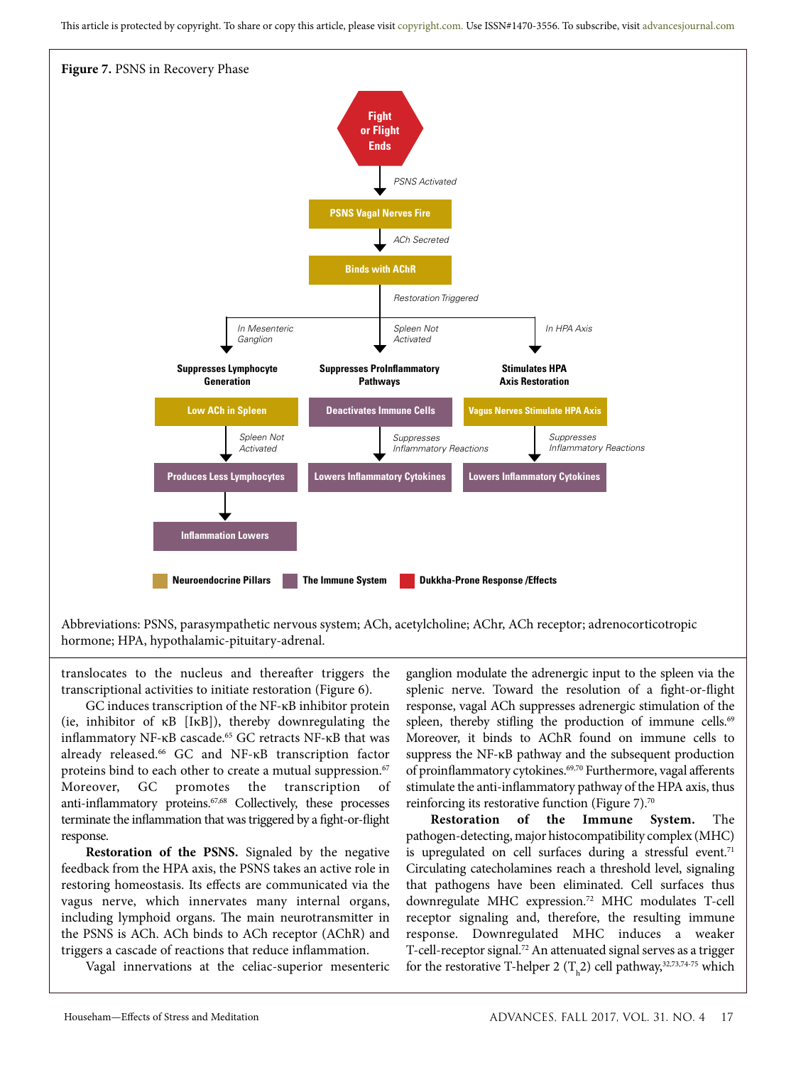**Figure 7.** PSNS in Recovery Phase

Fight or Flight Ends → *PSNS Activated* → PSNS Vagal Nerves Fire → *ACh Secreted* → Binds with AChR → *Restoration Triggered*

- *In Mesenteric Ganglion* → **Suppresses Lymphocyte Generation**: Low ACh in Spleen → *Spleen Not Activated* → Produces Less Lymphocytes → Inflammation Lowers
- *Spleen Not Activated* → **Suppresses ProInflammatory Pathways**: Deactivates Immune Cells → *Suppresses Inflammatory Reactions* → Lowers Inflammatory Cytokines
- *In HPA Axis* → **Stimulates HPA Axis Restoration**: Vagus Nerves Stimulate HPA Axis → *Suppresses Inflammatory Reactions* → Lowers Inflammatory Cytokines

Neuroendocrine Pillars | The Immune System | Dukkha-Prone Response /Effects

Abbreviations: PSNS, parasympathetic nervous system; ACh, acetylcholine; AChr, ACh receptor; adrenocorticotropic hormone; HPA, hypothalamic-pituitary-adrenal.

translocates to the nucleus and thereafter triggers the transcriptional activities to initiate restoration (Figure 6).

GC induces transcription of the NF-κB inhibitor protein (ie, inhibitor of κB [IκB]), thereby downregulating the inflammatory NF-κB cascade.[65] GC retracts NF-κB that was already released.[66] GC and NF-κB transcription factor proteins bind to each other to create a mutual suppression.[67] Moreover, GC promotes the transcription of anti-inflammatory proteins.[67,68] Collectively, these processes terminate the inflammation that was triggered by a fight-or-flight response.

**Restoration of the PSNS.** Signaled by the negative feedback from the HPA axis, the PSNS takes an active role in restoring homeostasis. Its effects are communicated via the vagus nerve, which innervates many internal organs, including lymphoid organs. The main neurotransmitter in the PSNS is ACh. ACh binds to ACh receptor (AChR) and triggers a cascade of reactions that reduce inflammation.

Vagal innervations at the celiac-superior mesenteric ganglion modulate the adrenergic input to the spleen via the splenic nerve. Toward the resolution of a fight-or-flight response, vagal ACh suppresses adrenergic stimulation of the spleen, thereby stifling the production of immune cells.[69] Moreover, it binds to AChR found on immune cells to suppress the NF-κB pathway and the subsequent production of proinflammatory cytokines.[69,70] Furthermore, vagal afferents stimulate the anti-inflammatory pathway of the HPA axis, thus reinforcing its restorative function (Figure 7).[70]

**Restoration of the Immune System.** The pathogen-detecting, major histocompatibility complex (MHC) is upregulated on cell surfaces during a stressful event.[71] Circulating catecholamines reach a threshold level, signaling that pathogens have been eliminated. Cell surfaces thus downregulate MHC expression.[72] MHC modulates T-cell receptor signaling and, therefore, the resulting immune response. Downregulated MHC induces a weaker T-cell-receptor signal.[72] An attenuated signal serves as a trigger for the restorative T-helper 2 ($T_h2$) cell pathway,[32,73,74-75] which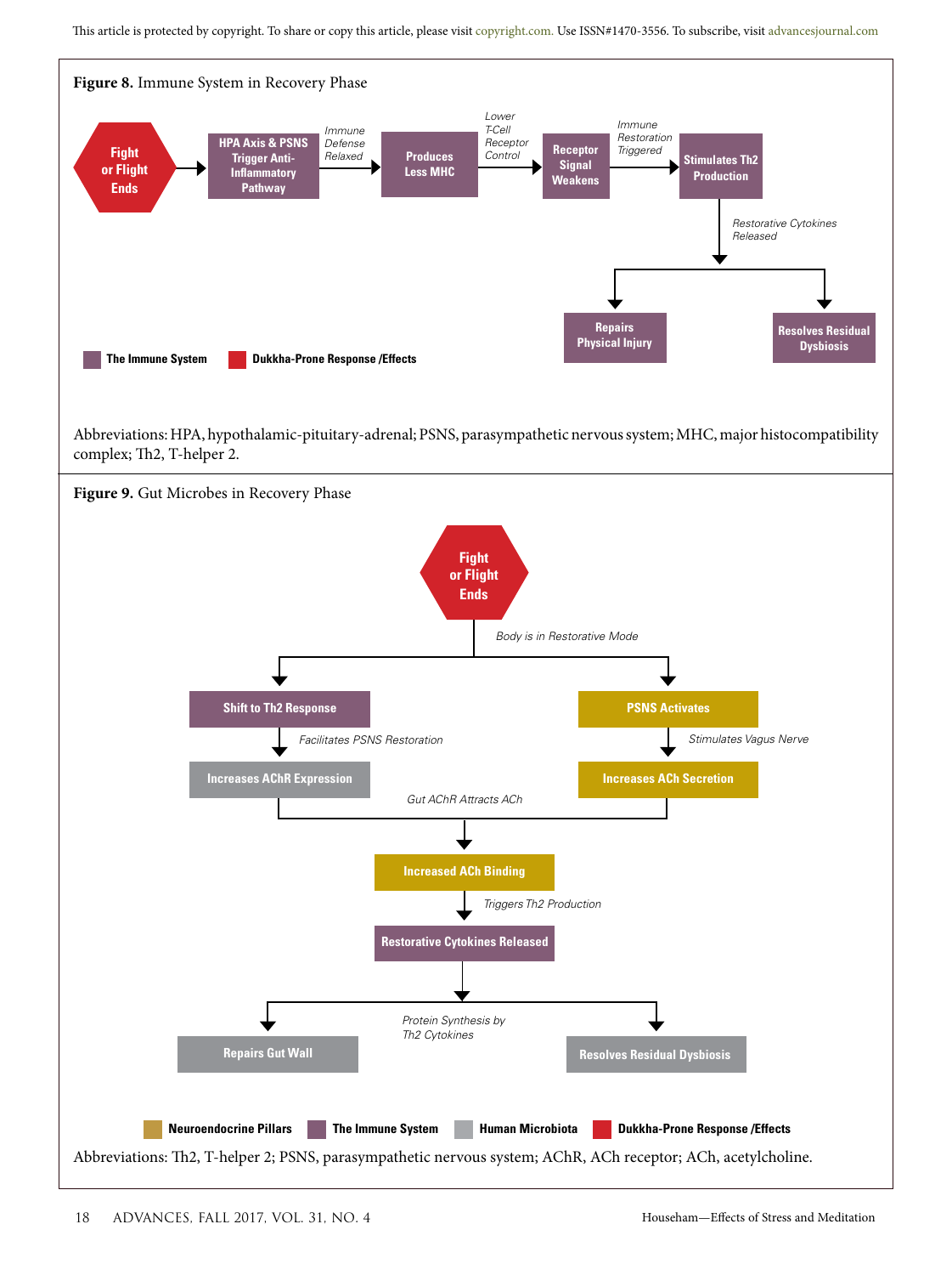**Figure 8.** Immune System in Recovery Phase

Fight or Flight Ends → HPA Axis & PSNS Trigger Anti-Inflammatory Pathway → *Immune Defense Relaxed* → Produces Less MHC → *Lower T-Cell Receptor Control* → Receptor Signal Weakens → *Immune Restoration Triggered* → Stimulates Th2 Production → *Restorative Cytokines Released* → Repairs Physical Injury; Resolves Residual Dysbiosis

The Immune System | Dukkha-Prone Response /Effects

Abbreviations: HPA, hypothalamic-pituitary-adrenal; PSNS, parasympathetic nervous system; MHC, major histocompatibility complex; Th2, T-helper 2.

**Figure 9.** Gut Microbes in Recovery Phase

Fight or Flight Ends → *Body is in Restorative Mode* → Shift to Th2 Response; PSNS Activates

Shift to Th2 Response → *Facilitates PSNS Restoration* → Increases AChR Expression

PSNS Activates → *Stimulates Vagus Nerve* → Increases ACh Secretion

Increases AChR Expression + Increases ACh Secretion → *Gut AChR Attracts ACh* → Increased ACh Binding → *Triggers Th2 Production* → Restorative Cytokines Released → *Protein Synthesis by Th2 Cytokines* → Repairs Gut Wall; Resolves Residual Dysbiosis

Neuroendocrine Pillars | The Immune System | Human Microbiota | Dukkha-Prone Response /Effects

Abbreviations: Th2, T-helper 2; PSNS, parasympathetic nervous system; AChR, ACh receptor; ACh, acetylcholine.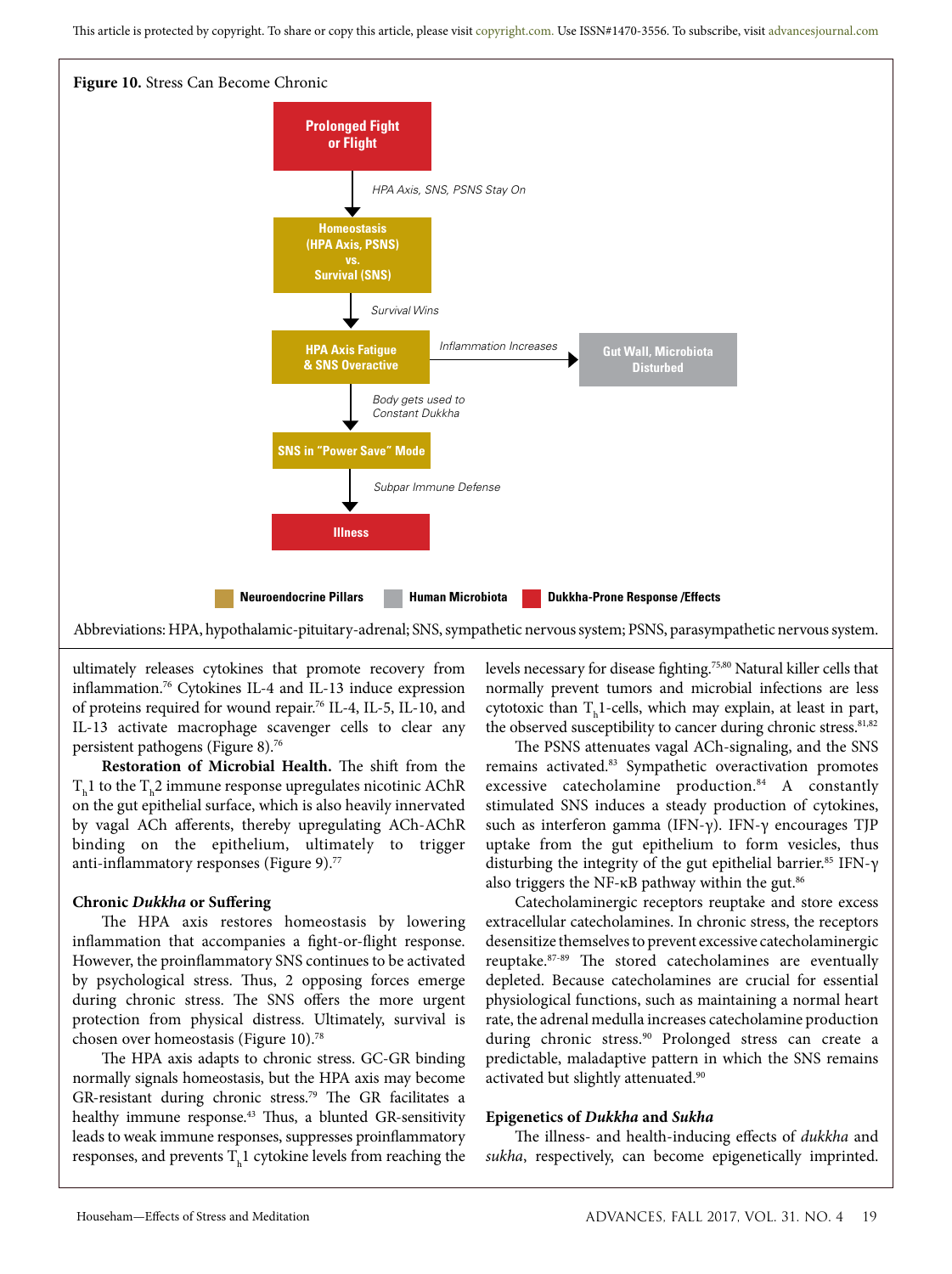**Figure 10.** Stress Can Become Chronic

Prolonged Fight or Flight → *HPA Axis, SNS, PSNS Stay On* → Homeostasis (HPA Axis, PSNS) vs. Survival (SNS) → *Survival Wins* → HPA Axis Fatigue & SNS Overactive → *Inflammation Increases* → Gut Wall, Microbiota Disturbed

HPA Axis Fatigue & SNS Overactive → *Body gets used to Constant Dukkha* → SNS in "Power Save" Mode → *Subpar Immune Defense* → Illness

Neuroendocrine Pillars | Human Microbiota | Dukkha-Prone Response /Effects

Abbreviations: HPA, hypothalamic-pituitary-adrenal; SNS, sympathetic nervous system; PSNS, parasympathetic nervous system.

ultimately releases cytokines that promote recovery from inflammation.[76] Cytokines IL-4 and IL-13 induce expression of proteins required for wound repair.[76] IL-4, IL-5, IL-10, and IL-13 activate macrophage scavenger cells to clear any persistent pathogens (Figure 8).[76]

**Restoration of Microbial Health.** The shift from the $T_h1$ to the $T_h2$ immune response upregulates nicotinic AChR on the gut epithelial surface, which is also heavily innervated by vagal ACh afferents, thereby upregulating ACh-AChR binding on the epithelium, ultimately to trigger anti-inflammatory responses (Figure 9).[77]

### Chronic *Dukkha* or Suffering

The HPA axis restores homeostasis by lowering inflammation that accompanies a fight-or-flight response. However, the proinflammatory SNS continues to be activated by psychological stress. Thus, 2 opposing forces emerge during chronic stress. The SNS offers the more urgent protection from physical distress. Ultimately, survival is chosen over homeostasis (Figure 10).[78]

The HPA axis adapts to chronic stress. GC-GR binding normally signals homeostasis, but the HPA axis may become GR-resistant during chronic stress.[79] The GR facilitates a healthy immune response.[43] Thus, a blunted GR-sensitivity leads to weak immune responses, suppresses proinflammatory responses, and prevents $T_h1$ cytokine levels from reaching the levels necessary for disease fighting.[75,80] Natural killer cells that normally prevent tumors and microbial infections are less cytotoxic than $T_h1$-cells, which may explain, at least in part, the observed susceptibility to cancer during chronic stress.[81,82]

The PSNS attenuates vagal ACh-signaling, and the SNS remains activated.[83] Sympathetic overactivation promotes excessive catecholamine production.[84] A constantly stimulated SNS induces a steady production of cytokines, such as interferon gamma (IFN-γ). IFN-γ encourages TJP uptake from the gut epithelium to form vesicles, thus disturbing the integrity of the gut epithelial barrier.[85] IFN-γ also triggers the NF-κB pathway within the gut.[86]

Catecholaminergic receptors reuptake and store excess extracellular catecholamines. In chronic stress, the receptors desensitize themselves to prevent excessive catecholaminergic reuptake.[87-89] The stored catecholamines are eventually depleted. Because catecholamines are crucial for essential physiological functions, such as maintaining a normal heart rate, the adrenal medulla increases catecholamine production during chronic stress.[90] Prolonged stress can create a predictable, maladaptive pattern in which the SNS remains activated but slightly attenuated.[90]

### Epigenetics of *Dukkha* and *Sukha*

The illness- and health-inducing effects of *dukkha* and *sukha*, respectively, can become epigenetically imprinted.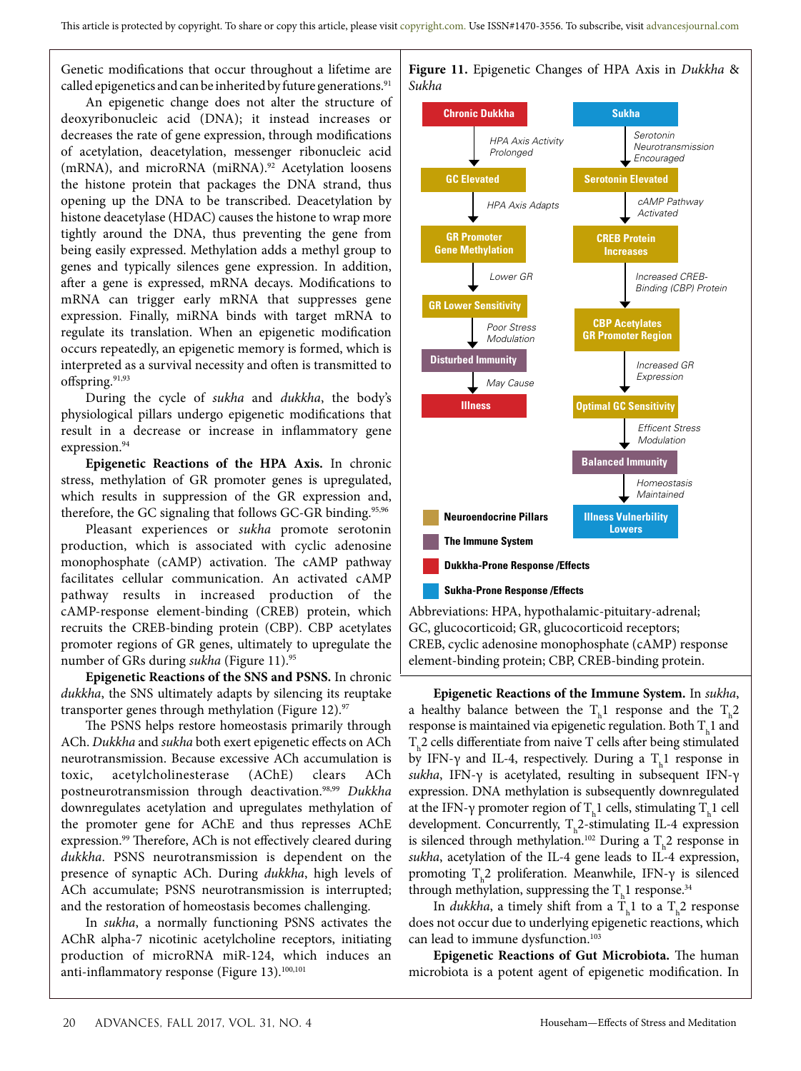Genetic modifications that occur throughout a lifetime are called epigenetics and can be inherited by future generations.[91]

An epigenetic change does not alter the structure of deoxyribonucleic acid (DNA); it instead increases or decreases the rate of gene expression, through modifications of acetylation, deacetylation, messenger ribonucleic acid (mRNA), and microRNA (miRNA).[92] Acetylation loosens the histone protein that packages the DNA strand, thus opening up the DNA to be transcribed. Deacetylation by histone deacetylase (HDAC) causes the histone to wrap more tightly around the DNA, thus preventing the gene from being easily expressed. Methylation adds a methyl group to genes and typically silences gene expression. In addition, after a gene is expressed, mRNA decays. Modifications to mRNA can trigger early mRNA that suppresses gene expression. Finally, miRNA binds with target mRNA to regulate its translation. When an epigenetic modification occurs repeatedly, an epigenetic memory is formed, which is interpreted as a survival necessity and often is transmitted to offspring.[91,93]

During the cycle of *sukha* and *dukkha*, the body's physiological pillars undergo epigenetic modifications that result in a decrease or increase in inflammatory gene expression.[94]

**Epigenetic Reactions of the HPA Axis.** In chronic stress, methylation of GR promoter genes is upregulated, which results in suppression of the GR expression and, therefore, the GC signaling that follows GC-GR binding.[95,96]

Pleasant experiences or *sukha* promote serotonin production, which is associated with cyclic adenosine monophosphate (cAMP) activation. The cAMP pathway facilitates cellular communication. An activated cAMP pathway results in increased production of the cAMP-response element-binding (CREB) protein, which recruits the CREB-binding protein (CBP). CBP acetylates promoter regions of GR genes, ultimately to upregulate the number of GRs during *sukha* (Figure 11).[95]

**Epigenetic Reactions of the SNS and PSNS.** In chronic *dukkha*, the SNS ultimately adapts by silencing its reuptake transporter genes through methylation (Figure 12).[97]

The PSNS helps restore homeostasis primarily through ACh. *Dukkha* and *sukha* both exert epigenetic effects on ACh neurotransmission. Because excessive ACh accumulation is toxic, acetylcholinesterase (AChE) clears ACh postneurotransmission through deactivation.[98,99] *Dukkha* downregulates acetylation and upregulates methylation of the promoter gene for AChE and thus represses AChE expression.[99] Therefore, ACh is not effectively cleared during *dukkha*. PSNS neurotransmission is dependent on the presence of synaptic ACh. During *dukkha*, high levels of ACh accumulate; PSNS neurotransmission is interrupted; and the restoration of homeostasis becomes challenging.

In *sukha*, a normally functioning PSNS activates the AChR alpha-7 nicotinic acetylcholine receptors, initiating production of microRNA miR-124, which induces an anti-inflammatory response (Figure 13).[100,101]

**Figure 11.** Epigenetic Changes of HPA Axis in *Dukkha* & *Sukha*

Chronic Dukkha → (HPA Axis Activity Prolonged) → GC Elevated → (HPA Axis Adapts) → GR Promoter Gene Methylation → (Lower GR) → GR Lower Sensitivity → (Poor Stress Modulation) → Disturbed Immunity → (May Cause) → Illness

Sukha → (Serotonin Neurotransmission Encouraged) → Serotonin Elevated → (cAMP Pathway Activated) → CREB Protein Increases → (Increased CREB-Binding (CBP) Protein) → CBP Acetylates GR Promoter Region → (Increased GR Expression) → Optimal GC Sensitivity → (Efficent Stress Modulation) → Balanced Immunity → (Homeostasis Maintained) → Illness Vulnerbility Lowers

Legend: Neuroendocrine Pillars; The Immune System; Dukkha-Prone Response /Effects; Sukha-Prone Response /Effects

Abbreviations: HPA, hypothalamic-pituitary-adrenal; GC, glucocorticoid; GR, glucocorticoid receptors; CREB, cyclic adenosine monophosphate (cAMP) response element-binding protein; CBP, CREB-binding protein.

**Epigenetic Reactions of the Immune System.** In *sukha*, a healthy balance between the $T_h1$ response and the $T_h2$ response is maintained via epigenetic regulation. Both $T_h1$ and $T_h2$ cells differentiate from naive T cells after being stimulated by IFN-γ and IL-4, respectively. During a $T_h1$ response in *sukha*, IFN-γ is acetylated, resulting in subsequent IFN-γ expression. DNA methylation is subsequently downregulated at the IFN-γ promoter region of $T_h1$ cells, stimulating $T_h1$ cell development. Concurrently, $T_h2$-stimulating IL-4 expression is silenced through methylation.[102] During a $T_h2$ response in *sukha*, acetylation of the IL-4 gene leads to IL-4 expression, promoting $T_h2$ proliferation. Meanwhile, IFN-γ is silenced through methylation, suppressing the $T_h1$ response.[34]

In *dukkha*, a timely shift from a $T_h1$ to a $T_h2$ response does not occur due to underlying epigenetic reactions, which can lead to immune dysfunction.[103]

**Epigenetic Reactions of Gut Microbiota.** The human microbiota is a potent agent of epigenetic modification. In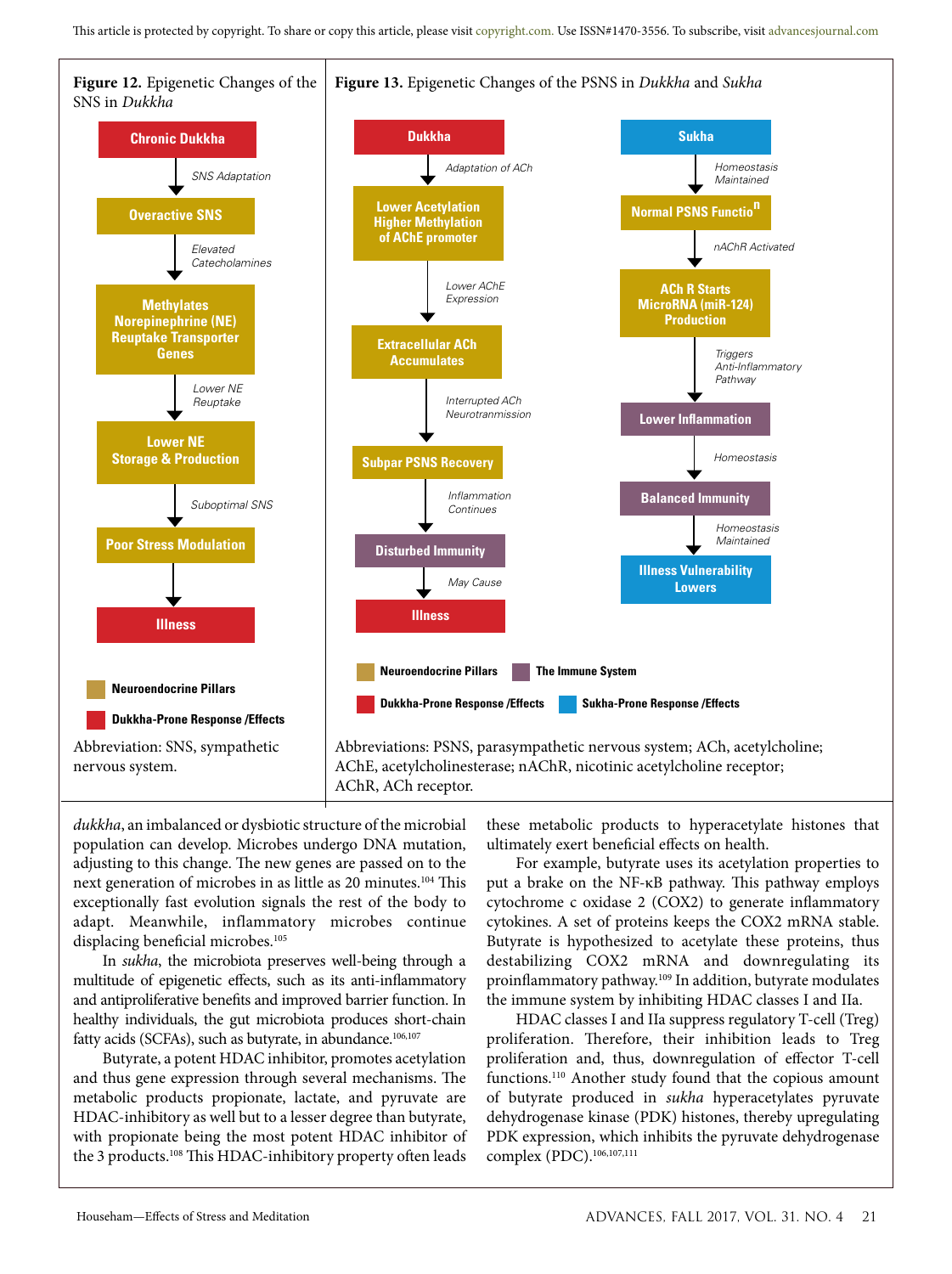**Figure 12.** Epigenetic Changes of the SNS in *Dukkha*

Chronic Dukkha → *SNS Adaptation* → Overactive SNS → *Elevated Catecholamines* → Methylates Norepinephrine (NE) Reuptake Transporter Genes → *Lower NE Reuptake* → Lower NE Storage & Production → *Suboptimal SNS* → Poor Stress Modulation → Illness

Neuroendocrine Pillars

Dukkha-Prone Response /Effects

Abbreviation: SNS, sympathetic nervous system.

**Figure 13.** Epigenetic Changes of the PSNS in *Dukkha* and *Sukha*

Dukkha → *Adaptation of ACh* → Lower Acetylation Higher Methylation of AChE promoter → *Lower AChE Expression* → Extracellular ACh Accumulates → *Interrupted ACh Neurotranmission* → Subpar PSNS Recovery → *Inflammation Continues* → Disturbed Immunity → *May Cause* → Illness

Sukha → *Homeostasis Maintained* → Normal PSNS Function → *nAChR Activated* → ACh R Starts MicroRNA (miR-124) Production → *Triggers Anti-Inflammatory Pathway* → Lower Inflammation → *Homeostasis* → Balanced Immunity → *Homeostasis Maintained* → Illness Vulnerability Lowers

Neuroendocrine Pillars | The Immune System | Dukkha-Prone Response /Effects | Sukha-Prone Response /Effects

Abbreviations: PSNS, parasympathetic nervous system; ACh, acetylcholine; AChE, acetylcholinesterase; nAChR, nicotinic acetylcholine receptor; AChR, ACh receptor.

*dukkha*, an imbalanced or dysbiotic structure of the microbial population can develop. Microbes undergo DNA mutation, adjusting to this change. The new genes are passed on to the next generation of microbes in as little as 20 minutes.[104] This exceptionally fast evolution signals the rest of the body to adapt. Meanwhile, inflammatory microbes continue displacing beneficial microbes.[105]

In *sukha*, the microbiota preserves well-being through a multitude of epigenetic effects, such as its anti-inflammatory and antiproliferative benefits and improved barrier function. In healthy individuals, the gut microbiota produces short-chain fatty acids (SCFAs), such as butyrate, in abundance.[106,107]

Butyrate, a potent HDAC inhibitor, promotes acetylation and thus gene expression through several mechanisms. The metabolic products propionate, lactate, and pyruvate are HDAC-inhibitory as well but to a lesser degree than butyrate, with propionate being the most potent HDAC inhibitor of the 3 products.[108] This HDAC-inhibitory property often leads these metabolic products to hyperacetylate histones that ultimately exert beneficial effects on health.

For example, butyrate uses its acetylation properties to put a brake on the NF-κB pathway. This pathway employs cytochrome c oxidase 2 (COX2) to generate inflammatory cytokines. A set of proteins keeps the COX2 mRNA stable. Butyrate is hypothesized to acetylate these proteins, thus destabilizing COX2 mRNA and downregulating its proinflammatory pathway.[109] In addition, butyrate modulates the immune system by inhibiting HDAC classes I and IIa.

HDAC classes I and IIa suppress regulatory T-cell (Treg) proliferation. Therefore, their inhibition leads to Treg proliferation and, thus, downregulation of effector T-cell functions.[110] Another study found that the copious amount of butyrate produced in *sukha* hyperacetylates pyruvate dehydrogenase kinase (PDK) histones, thereby upregulating PDK expression, which inhibits the pyruvate dehydrogenase complex (PDC).[106,107,111]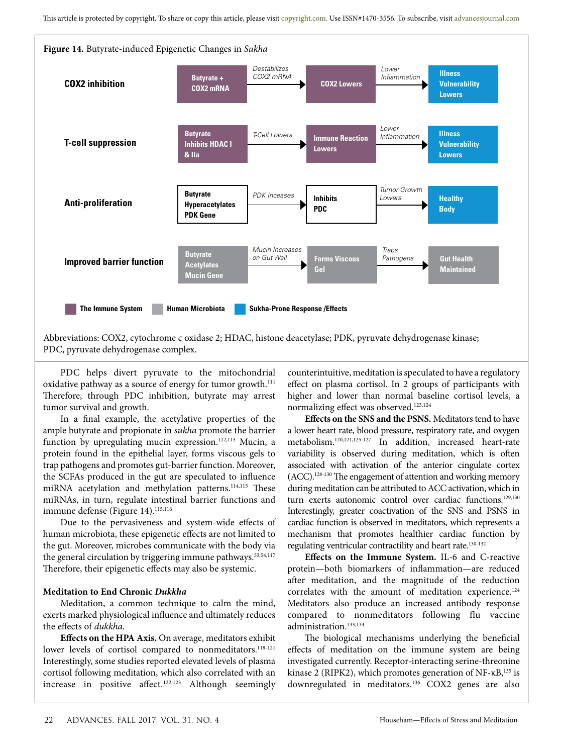**Figure 14.** Butyrate-induced Epigenetic Changes in *Sukha*

| | | | | | |
|---|---|---|---|---|---|
| **COX2 inhibition** | Butyrate + COX2 mRNA | *Destabilizes COX2 mRNA* → | COX2 Lowers | *Lower Inflammation* → | Illness Vulnerability Lowers |
| **T-cell suppression** | Butyrate Inhibits HDAC I & IIa | *T-Cell Lowers* → | Immune Reaction Lowers | *Lower Inflammation* → | Illness Vulnerability Lowers |
| **Anti-proliferation** | Butyrate Hyperacetylates PDK Gene | *PDK Inceases* → | Inhibits PDC | *Tumor Growth Lowers* → | Healthy Body |
| **Improved barrier function** | Butyrate Acetylates Mucin Gene | *Mucin Increases on Gut Wall* → | Forms Viscous Gel | *Traps Pathogens* → | Gut Health Maintained |

Legend: The Immune System; Human Microbiota; Sukha-Prone Response /Effects

Abbreviations: COX2, cytochrome c oxidase 2; HDAC, histone deacetylase; PDK, pyruvate dehydrogenase kinase; PDC, pyruvate dehydrogenase complex.

PDC helps divert pyruvate to the mitochondrial oxidative pathway as a source of energy for tumor growth.[111] Therefore, through PDC inhibition, butyrate may arrest tumor survival and growth.

In a final example, the acetylative properties of the ample butyrate and propionate in *sukha* promote the barrier function by upregulating mucin expression.[112,113] Mucin, a protein found in the epithelial layer, forms viscous gels to trap pathogens and promotes gut-barrier function. Moreover, the SCFAs produced in the gut are speculated to influence miRNA acetylation and methylation patterns.[114,115] These miRNAs, in turn, regulate intestinal barrier functions and immune defense (Figure 14).[115,116]

Due to the pervasiveness and system-wide effects of human microbiota, these epigenetic effects are not limited to the gut. Moreover, microbes communicate with the body via the general circulation by triggering immune pathways.[53,54,117] Therefore, their epigenetic effects may also be systemic.

### Meditation to End Chronic *Dukkha*

Meditation, a common technique to calm the mind, exerts marked physiological influence and ultimately reduces the effects of *dukkha*.

**Effects on the HPA Axis.** On average, meditators exhibit lower levels of cortisol compared to nonmeditators.[118-121] Interestingly, some studies reported elevated levels of plasma cortisol following meditation, which also correlated with an increase in positive affect.[122,123] Although seemingly counterintuitive, meditation is speculated to have a regulatory effect on plasma cortisol. In 2 groups of participants with higher and lower than normal baseline cortisol levels, a normalizing effect was observed.[123,124]

**Effects on the SNS and the PSNS.** Meditators tend to have a lower heart rate, blood pressure, respiratory rate, and oxygen metabolism.[120,121,125-127] In addition, increased heart-rate variability is observed during meditation, which is often associated with activation of the anterior cingulate cortex (ACC).[128-130] The engagement of attention and working memory during meditation can be attributed to ACC activation, which in turn exerts autonomic control over cardiac functions.[129,130] Interestingly, greater coactivation of the SNS and PSNS in cardiac function is observed in meditators, which represents a mechanism that promotes healthier cardiac function by regulating ventricular contractility and heart rate.[130-132]

**Effects on the Immune System.** IL-6 and C-reactive protein—both biomarkers of inflammation—are reduced after meditation, and the magnitude of the reduction correlates with the amount of meditation experience.[124] Meditators also produce an increased antibody response compared to nonmeditators following flu vaccine administration.[133,134]

The biological mechanisms underlying the beneficial effects of meditation on the immune system are being investigated currently. Receptor-interacting serine-threonine kinase 2 (RIPK2), which promotes generation of NF-κB,[135] is downregulated in meditators.[136] COX2 genes are also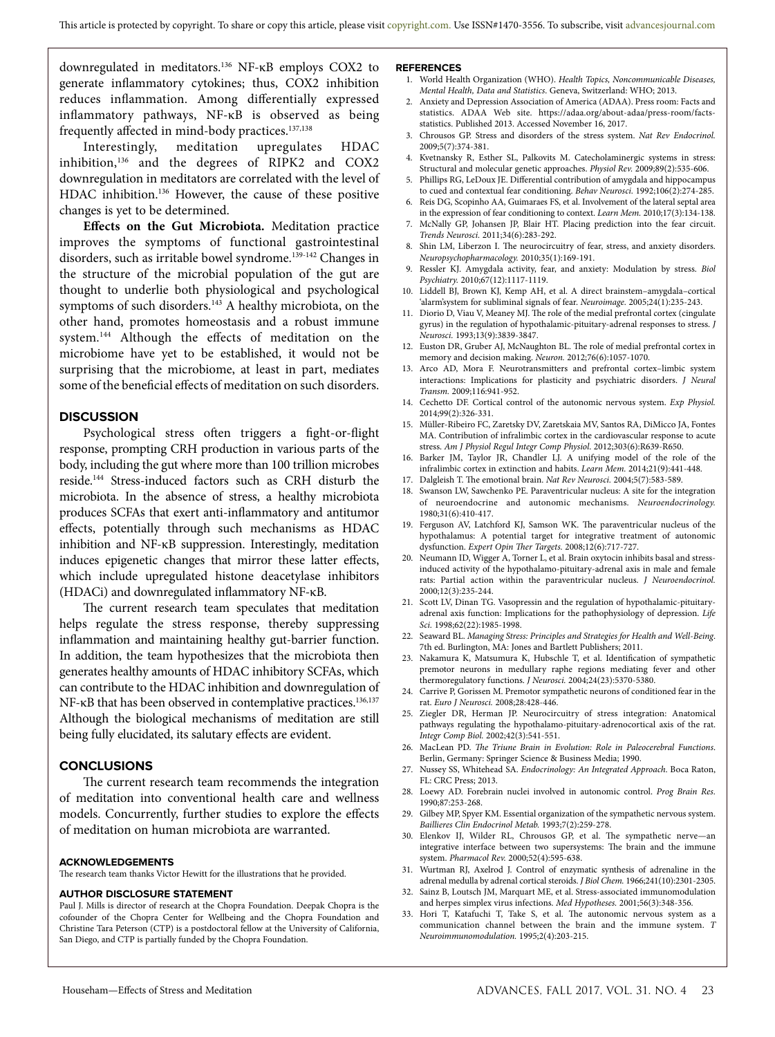downregulated in meditators.[136] NF-κB employs COX2 to generate inflammatory cytokines; thus, COX2 inhibition reduces inflammation. Among differentially expressed inflammatory pathways, NF-κB is observed as being frequently affected in mind-body practices.[137,138]

Interestingly, meditation upregulates HDAC inhibition,[136] and the degrees of RIPK2 and COX2 downregulation in meditators are correlated with the level of HDAC inhibition.[136] However, the cause of these positive changes is yet to be determined.

**Effects on the Gut Microbiota.** Meditation practice improves the symptoms of functional gastrointestinal disorders, such as irritable bowel syndrome.[139-142] Changes in the structure of the microbial population of the gut are thought to underlie both physiological and psychological symptoms of such disorders.[143] A healthy microbiota, on the other hand, promotes homeostasis and a robust immune system.[144] Although the effects of meditation on the microbiome have yet to be established, it would not be surprising that the microbiome, at least in part, mediates some of the beneficial effects of meditation on such disorders.

## DISCUSSION

Psychological stress often triggers a fight-or-flight response, prompting CRH production in various parts of the body, including the gut where more than 100 trillion microbes reside.[144] Stress-induced factors such as CRH disturb the microbiota. In the absence of stress, a healthy microbiota produces SCFAs that exert anti-inflammatory and antitumor effects, potentially through such mechanisms as HDAC inhibition and NF-κB suppression. Interestingly, meditation induces epigenetic changes that mirror these latter effects, which include upregulated histone deacetylase inhibitors (HDACi) and downregulated inflammatory NF-κB.

The current research team speculates that meditation helps regulate the stress response, thereby suppressing inflammation and maintaining healthy gut-barrier function. In addition, the team hypothesizes that the microbiota then generates healthy amounts of HDAC inhibitory SCFAs, which can contribute to the HDAC inhibition and downregulation of NF-κB that has been observed in contemplative practices.[136,137] Although the biological mechanisms of meditation are still being fully elucidated, its salutary effects are evident.

## CONCLUSIONS

The current research team recommends the integration of meditation into conventional health care and wellness models. Concurrently, further studies to explore the effects of meditation on human microbiota are warranted.

### ACKNOWLEDGEMENTS

The research team thanks Victor Hewitt for the illustrations that he provided.

### AUTHOR DISCLOSURE STATEMENT

Paul J. Mills is director of research at the Chopra Foundation. Deepak Chopra is the cofounder of the Chopra Center for Wellbeing and the Chopra Foundation and Christine Tara Peterson (CTP) is a postdoctoral fellow at the University of California, San Diego, and CTP is partially funded by the Chopra Foundation.

### REFERENCES

1. World Health Organization (WHO). *Health Topics, Noncommunicable Diseases, Mental Health, Data and Statistics*. Geneva, Switzerland: WHO; 2013.
2. Anxiety and Depression Association of America (ADAA). Press room: Facts and statistics. ADAA Web site. https://adaa.org/about-adaa/press-room/facts-statistics. Published 2013. Accessed November 16, 2017.
3. Chrousos GP. Stress and disorders of the stress system. *Nat Rev Endocrinol.* 2009;5(7):374-381.
4. Kvetnansky R, Esther SL, Palkovits M. Catecholaminergic systems in stress: Structural and molecular genetic approaches. *Physiol Rev.* 2009;89(2):535-606.
5. Phillips RG, LeDoux JE. Differential contribution of amygdala and hippocampus to cued and contextual fear conditioning. *Behav Neurosci.* 1992;106(2):274-285.
6. Reis DG, Scopinho AA, Guimaraes FS, et al. Involvement of the lateral septal area in the expression of fear conditioning to context. *Learn Mem.* 2010;17(3):134-138.
7. McNally GP, Johansen JP, Blair HT. Placing prediction into the fear circuit. *Trends Neurosci.* 2011;34(6):283-292.
8. Shin LM, Liberzon I. The neurocircuitry of fear, stress, and anxiety disorders. *Neuropsychopharmacology.* 2010;35(1):169-191.
9. Ressler KJ. Amygdala activity, fear, and anxiety: Modulation by stress. *Biol Psychiatry.* 2010;67(12):1117-1119.
10. Liddell BJ, Brown KJ, Kemp AH, et al. A direct brainstem–amygdala–cortical 'alarm'system for subliminal signals of fear. *Neuroimage.* 2005;24(1):235-243.
11. Diorio D, Viau V, Meaney MJ. The role of the medial prefrontal cortex (cingulate gyrus) in the regulation of hypothalamic-pituitary-adrenal responses to stress. *J Neurosci.* 1993;13(9):3839-3847.
12. Euston DR, Gruber AJ, McNaughton BL. The role of medial prefrontal cortex in memory and decision making. *Neuron.* 2012;76(6):1057-1070.
13. Arco AD, Mora F. Neurotransmitters and prefrontal cortex–limbic system interactions: Implications for plasticity and psychiatric disorders. *J Neural Transm.* 2009;116:941-952.
14. Cechetto DF. Cortical control of the autonomic nervous system. *Exp Physiol.* 2014;99(2):326-331.
15. Müller-Ribeiro FC, Zaretsky DV, Zaretskaia MV, Santos RA, DiMicco JA, Fontes MA. Contribution of infralimbic cortex in the cardiovascular response to acute stress. *Am J Physiol Regul Integr Comp Physiol.* 2012;303(6):R639-R650.
16. Barker JM, Taylor JR, Chandler LJ. A unifying model of the role of the infralimbic cortex in extinction and habits. *Learn Mem.* 2014;21(9):441-448.
17. Dalgleish T. The emotional brain. *Nat Rev Neurosci.* 2004;5(7):583-589.
18. Swanson LW, Sawchenko PE. Paraventricular nucleus: A site for the integration of neuroendocrine and autonomic mechanisms. *Neuroendocrinology.* 1980;31(6):410-417.
19. Ferguson AV, Latchford KJ, Samson WK. The paraventricular nucleus of the hypothalamus: A potential target for integrative treatment of autonomic dysfunction. *Expert Opin Ther Targets.* 2008;12(6):717-727.
20. Neumann ID, Wigger A, Torner L, et al. Brain oxytocin inhibits basal and stress-induced activity of the hypothalamo-pituitary-adrenal axis in male and female rats: Partial action within the paraventricular nucleus. *J Neuroendocrinol.* 2000;12(3):235-244.
21. Scott LV, Dinan TG. Vasopressin and the regulation of hypothalamic-pituitary-adrenal axis function: Implications for the pathophysiology of depression. *Life Sci.* 1998;62(22):1985-1998.
22. Seaward BL. *Managing Stress: Principles and Strategies for Health and Well-Being*. 7th ed. Burlington, MA: Jones and Bartlett Publishers; 2011.
23. Nakamura K, Matsumura K, Hubschle T, et al. Identification of sympathetic premotor neurons in medullary raphe regions mediating fever and other thermoregulatory functions. *J Neurosci.* 2004;24(23):5370-5380.
24. Carrive P, Gorissen M. Premotor sympathetic neurons of conditioned fear in the rat. *Euro J Neurosci.* 2008;28:428-446.
25. Ziegler DR, Herman JP. Neurocircuitry of stress integration: Anatomical pathways regulating the hypothalamo-pituitary-adrenocortical axis of the rat. *Integr Comp Biol.* 2002;42(3):541-551.
26. MacLean PD. *The Triune Brain in Evolution: Role in Paleocerebral Functions*. Berlin, Germany: Springer Science & Business Media; 1990.
27. Nussey SS, Whitehead SA. *Endocrinology: An Integrated Approach*. Boca Raton, FL: CRC Press; 2013.
28. Loewy AD. Forebrain nuclei involved in autonomic control. *Prog Brain Res.* 1990;87:253-268.
29. Gilbey MP, Spyer KM. Essential organization of the sympathetic nervous system. *Baillieres Clin Endocrinol Metab.* 1993;7(2):259-278.
30. Elenkov IJ, Wilder RL, Chrousos GP, et al. The sympathetic nerve—an integrative interface between two supersystems: The brain and the immune system. *Pharmacol Rev.* 2000;52(4):595-638.
31. Wurtman RJ, Axelrod J. Control of enzymatic synthesis of adrenaline in the adrenal medulla by adrenal cortical steroids. *J Biol Chem.* 1966;241(10):2301-2305.
32. Sainz B, Loutsch JM, Marquart ME, et al. Stress-associated immunomodulation and herpes simplex virus infections. *Med Hypotheses.* 2001;56(3):348-356.
33. Hori T, Katafuchi T, Take S, et al. The autonomic nervous system as a communication channel between the brain and the immune system. *T Neuroimmunomodulation.* 1995;2(4):203-215.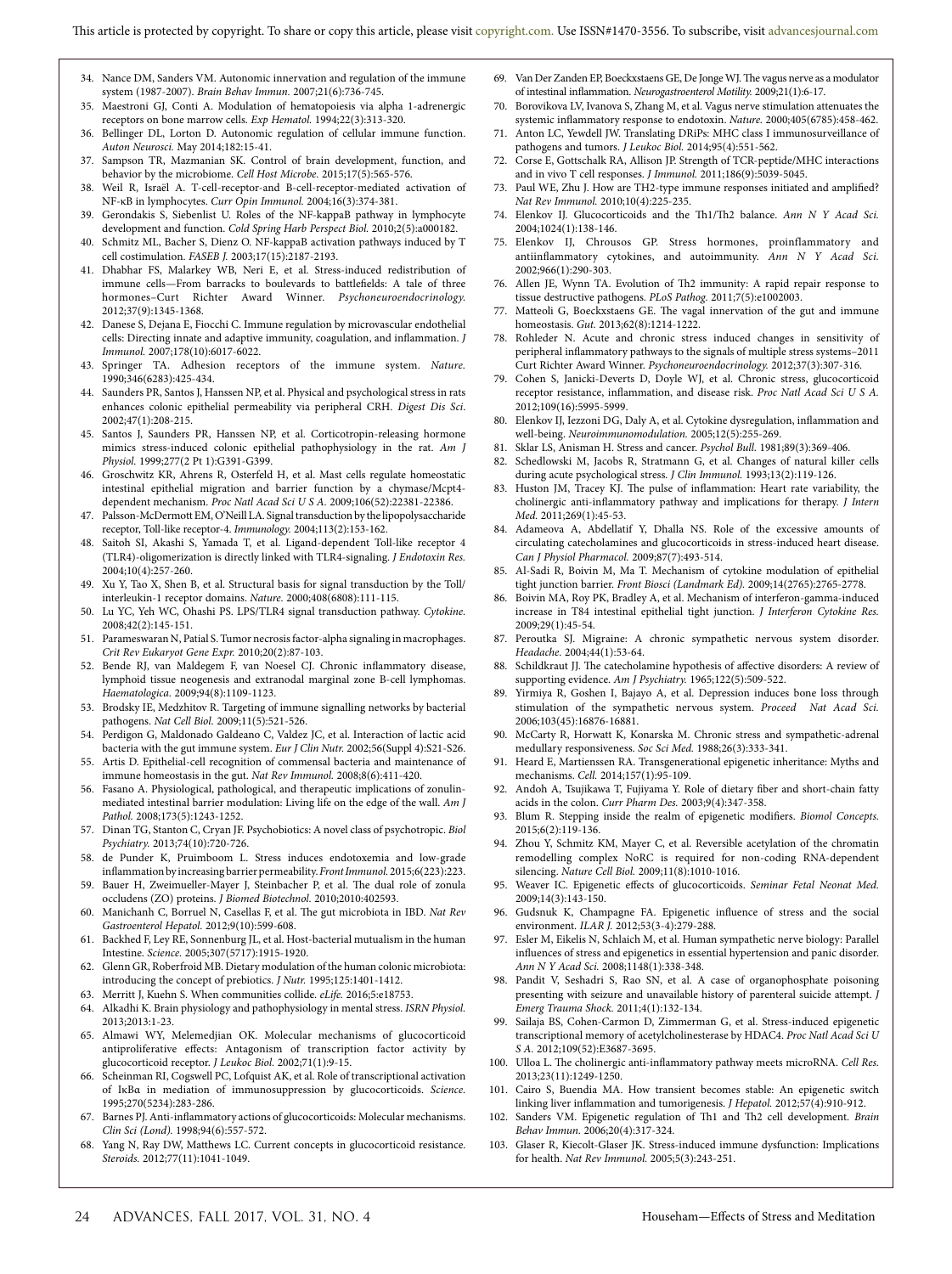34. Nance DM, Sanders VM. Autonomic innervation and regulation of the immune system (1987-2007). *Brain Behav Immun.* 2007;21(6):736-745.
35. Maestroni GJ, Conti A. Modulation of hematopoiesis via alpha 1-adrenergic receptors on bone marrow cells. *Exp Hematol.* 1994;22(3):313-320.
36. Bellinger DL, Lorton D. Autonomic regulation of cellular immune function. *Auton Neurosci.* May 2014;182:15-41.
37. Sampson TR, Mazmanian SK. Control of brain development, function, and behavior by the microbiome. *Cell Host Microbe.* 2015;17(5):565-576.
38. Weil R, Israël A. T-cell-receptor-and B-cell-receptor-mediated activation of NF-κB in lymphocytes. *Curr Opin Immunol.* 2004;16(3):374-381.
39. Gerondakis S, Siebenlist U. Roles of the NF-kappaB pathway in lymphocyte development and function. *Cold Spring Harb Perspect Biol.* 2010;2(5):a000182.
40. Schmitz ML, Bacher S, Dienz O. NF-kappaB activation pathways induced by T cell costimulation. *FASEB J.* 2003;17(15):2187-2193.
41. Dhabhar FS, Malarkey WB, Neri E, et al. Stress-induced redistribution of immune cells—From barracks to boulevards to battlefields: A tale of three hormones–Curt Richter Award Winner. *Psychoneuroendocrinology.* 2012;37(9):1345-1368.
42. Danese S, Dejana E, Fiocchi C. Immune regulation by microvascular endothelial cells: Directing innate and adaptive immunity, coagulation, and inflammation. *J Immunol.* 2007;178(10):6017-6022.
43. Springer TA. Adhesion receptors of the immune system. *Nature.* 1990;346(6283):425-434.
44. Saunders PR, Santos J, Hanssen NP, et al. Physical and psychological stress in rats enhances colonic epithelial permeability via peripheral CRH. *Digest Dis Sci.* 2002;47(1):208-215.
45. Santos J, Saunders PR, Hanssen NP, et al. Corticotropin-releasing hormone mimics stress-induced colonic epithelial pathophysiology in the rat. *Am J Physiol.* 1999;277(2 Pt 1):G391-G399.
46. Groschwitz KR, Ahrens R, Osterfeld H, et al. Mast cells regulate homeostatic intestinal epithelial migration and barrier function by a chymase/Mcpt4-dependent mechanism. *Proc Natl Acad Sci U S A.* 2009;106(52):22381-22386.
47. Palsson-McDermott EM, O'Neill LA. Signal transduction by the lipopolysaccharide receptor, Toll-like receptor-4. *Immunology.* 2004;113(2):153-162.
48. Saitoh SI, Akashi S, Yamada T, et al. Ligand-dependent Toll-like receptor 4 (TLR4)-oligomerization is directly linked with TLR4-signaling. *J Endotoxin Res.* 2004;10(4):257-260.
49. Xu Y, Tao X, Shen B, et al. Structural basis for signal transduction by the Toll/interleukin-1 receptor domains. *Nature.* 2000;408(6808):111-115.
50. Lu YC, Yeh WC, Ohashi PS. LPS/TLR4 signal transduction pathway. *Cytokine.* 2008;42(2):145-151.
51. Parameswaran N, Patial S. Tumor necrosis factor-alpha signaling in macrophages. *Crit Rev Eukaryot Gene Expr.* 2010;20(2):87-103.
52. Bende RJ, van Maldegem F, van Noesel CJ. Chronic inflammatory disease, lymphoid tissue neogenesis and extranodal marginal zone B-cell lymphomas. *Haematologica.* 2009;94(8):1109-1123.
53. Brodsky IE, Medzhitov R. Targeting of immune signalling networks by bacterial pathogens. *Nat Cell Biol.* 2009;11(5):521-526.
54. Perdigon G, Maldonado Galdeano C, Valdez JC, et al. Interaction of lactic acid bacteria with the gut immune system. *Eur J Clin Nutr.* 2002;56(Suppl 4):S21-S26.
55. Artis D. Epithelial-cell recognition of commensal bacteria and maintenance of immune homeostasis in the gut. *Nat Rev Immunol.* 2008;8(6):411-420.
56. Fasano A. Physiological, pathological, and therapeutic implications of zonulin-mediated intestinal barrier modulation: Living life on the edge of the wall. *Am J Pathol.* 2008;173(5):1243-1252.
57. Dinan TG, Stanton C, Cryan JF. Psychobiotics: A novel class of psychotropic. *Biol Psychiatry.* 2013;74(10):720-726.
58. de Punder K, Pruimboom L. Stress induces endotoxemia and low-grade inflammation by increasing barrier permeability. *Front Immunol.* 2015;6(223):223.
59. Bauer H, Zweimueller-Mayer J, Steinbacher P, et al. The dual role of zonula occludens (ZO) proteins. *J Biomed Biotechnol.* 2010;2010:402593.
60. Manichanh C, Borruel N, Casellas F, et al. The gut microbiota in IBD. *Nat Rev Gastroenterol Hepatol.* 2012;9(10):599-608.
61. Backhed F, Ley RE, Sonnenburg JL, et al. Host-bacterial mutualism in the human Intestine. *Science.* 2005;307(5717):1915-1920.
62. Glenn GR, Roberfroid MB. Dietary modulation of the human colonic microbiota: introducing the concept of prebiotics. *J Nutr.* 1995;125:1401-1412.
63. Merritt J, Kuehn S. When communities collide. *eLife.* 2016;5:e18753.
64. Alkadhi K. Brain physiology and pathophysiology in mental stress. *ISRN Physiol.* 2013;2013:1-23.
65. Almawi WY, Melemedjian OK. Molecular mechanisms of glucocorticoid antiproliferative effects: Antagonism of transcription factor activity by glucocorticoid receptor. *J Leukoc Biol.* 2002;71(1):9-15.
66. Scheinman RI, Cogswell PC, Lofquist AK, et al. Role of transcriptional activation of IκBα in mediation of immunosuppression by glucocorticoids. *Science.* 1995;270(5234):283-286.
67. Barnes PJ. Anti-inflammatory actions of glucocorticoids: Molecular mechanisms. *Clin Sci (Lond).* 1998;94(6):557-572.
68. Yang N, Ray DW, Matthews LC. Current concepts in glucocorticoid resistance. *Steroids.* 2012;77(11):1041-1049.
69. Van Der Zanden EP, Boeckxstaens GE, De Jonge WJ. The vagus nerve as a modulator of intestinal inflammation. *Neurogastroenterol Motility.* 2009;21(1):6-17.
70. Borovikova LV, Ivanova S, Zhang M, et al. Vagus nerve stimulation attenuates the systemic inflammatory response to endotoxin. *Nature.* 2000;405(6785):458-462.
71. Anton LC, Yewdell JW. Translating DRiPs: MHC class I immunosurveillance of pathogens and tumors. *J Leukoc Biol.* 2014;95(4):551-562.
72. Corse E, Gottschalk RA, Allison JP. Strength of TCR-peptide/MHC interactions and in vivo T cell responses. *J Immunol.* 2011;186(9):5039-5045.
73. Paul WE, Zhu J. How are TH2-type immune responses initiated and amplified? *Nat Rev Immunol.* 2010;10(4):225-235.
74. Elenkov IJ. Glucocorticoids and the Th1/Th2 balance. *Ann N Y Acad Sci.* 2004;1024(1):138-146.
75. Elenkov IJ, Chrousos GP. Stress hormones, proinflammatory and antiinflammatory cytokines, and autoimmunity. *Ann N Y Acad Sci.* 2002;966(1):290-303.
76. Allen JE, Wynn TA. Evolution of Th2 immunity: A rapid repair response to tissue destructive pathogens. *PLoS Pathog.* 2011;7(5):e1002003.
77. Matteoli G, Boeckxstaens GE. The vagal innervation of the gut and immune homeostasis. *Gut.* 2013;62(8):1214-1222.
78. Rohleder N. Acute and chronic stress induced changes in sensitivity of peripheral inflammatory pathways to the signals of multiple stress systems–2011 Curt Richter Award Winner. *Psychoneuroendocrinology.* 2012;37(3):307-316.
79. Cohen S, Janicki-Deverts D, Doyle WJ, et al. Chronic stress, glucocorticoid receptor resistance, inflammation, and disease risk. *Proc Natl Acad Sci U S A.* 2012;109(16):5995-5999.
80. Elenkov IJ, Iezzoni DG, Daly A, et al. Cytokine dysregulation, inflammation and well-being. *Neuroimmunomodulation.* 2005;12(5):255-269.
81. Sklar LS, Anisman H. Stress and cancer. *Psychol Bull.* 1981;89(3):369-406.
82. Schedlowski M, Jacobs R, Stratmann G, et al. Changes of natural killer cells during acute psychological stress. *J Clin Immunol.* 1993;13(2):119-126.
83. Huston JM, Tracey KJ. The pulse of inflammation: Heart rate variability, the cholinergic anti-inflammatory pathway and implications for therapy. *J Intern Med.* 2011;269(1):45-53.
84. Adameova A, Abdellatif Y, Dhalla NS. Role of the excessive amounts of circulating catecholamines and glucocorticoids in stress-induced heart disease. *Can J Physiol Pharmacol.* 2009;87(7):493-514.
85. Al-Sadi R, Boivin M, Ma T. Mechanism of cytokine modulation of epithelial tight junction barrier. *Front Biosci (Landmark Ed).* 2009;14(2765):2765-2778.
86. Boivin MA, Roy PK, Bradley A, et al. Mechanism of interferon-gamma-induced increase in T84 intestinal epithelial tight junction. *J Interferon Cytokine Res.* 2009;29(1):45-54.
87. Peroutka SJ. Migraine: A chronic sympathetic nervous system disorder. *Headache.* 2004;44(1):53-64.
88. Schildkraut JJ. The catecholamine hypothesis of affective disorders: A review of supporting evidence. *Am J Psychiatry.* 1965;122(5):509-522.
89. Yirmiya R, Goshen I, Bajayo A, et al. Depression induces bone loss through stimulation of the sympathetic nervous system. *Proceed Nat Acad Sci.* 2006;103(45):16876-16881.
90. McCarty R, Horwatt K, Konarska M. Chronic stress and sympathetic-adrenal medullary responsiveness. *Soc Sci Med.* 1988;26(3):333-341.
91. Heard E, Martienssen RA. Transgenerational epigenetic inheritance: Myths and mechanisms. *Cell.* 2014;157(1):95-109.
92. Andoh A, Tsujikawa T, Fujiyama Y. Role of dietary fiber and short-chain fatty acids in the colon. *Curr Pharm Des.* 2003;9(4):347-358.
93. Blum R. Stepping inside the realm of epigenetic modifiers. *Biomol Concepts.* 2015;6(2):119-136.
94. Zhou Y, Schmitz KM, Mayer C, et al. Reversible acetylation of the chromatin remodelling complex NoRC is required for non-coding RNA-dependent silencing. *Nature Cell Biol.* 2009;11(8):1010-1016.
95. Weaver IC. Epigenetic effects of glucocorticoids. *Seminar Fetal Neonat Med.* 2009;14(3):143-150.
96. Gudsnuk K, Champagne FA. Epigenetic influence of stress and the social environment. *ILAR J.* 2012;53(3-4):279-288.
97. Esler M, Eikelis N, Schlaich M, et al. Human sympathetic nerve biology: Parallel influences of stress and epigenetics in essential hypertension and panic disorder. *Ann N Y Acad Sci.* 2008;1148(1):338-348.
98. Pandit V, Seshadri S, Rao SN, et al. A case of organophosphate poisoning presenting with seizure and unavailable history of parenteral suicide attempt. *J Emerg Trauma Shock.* 2011;4(1):132-134.
99. Sailaja BS, Cohen-Carmon D, Zimmerman G, et al. Stress-induced epigenetic transcriptional memory of acetylcholinesterase by HDAC4. *Proc Natl Acad Sci U S A.* 2012;109(52):E3687-3695.
100. Ulloa L. The cholinergic anti-inflammatory pathway meets microRNA. *Cell Res.* 2013;23(11):1249-1250.
101. Cairo S, Buendia MA. How transient becomes stable: An epigenetic switch linking liver inflammation and tumorigenesis. *J Hepatol.* 2012;57(4):910-912.
102. Sanders VM. Epigenetic regulation of Th1 and Th2 cell development. *Brain Behav Immun.* 2006;20(4):317-324.
103. Glaser R, Kiecolt-Glaser JK. Stress-induced immune dysfunction: Implications for health. *Nat Rev Immunol.* 2005;5(3):243-251.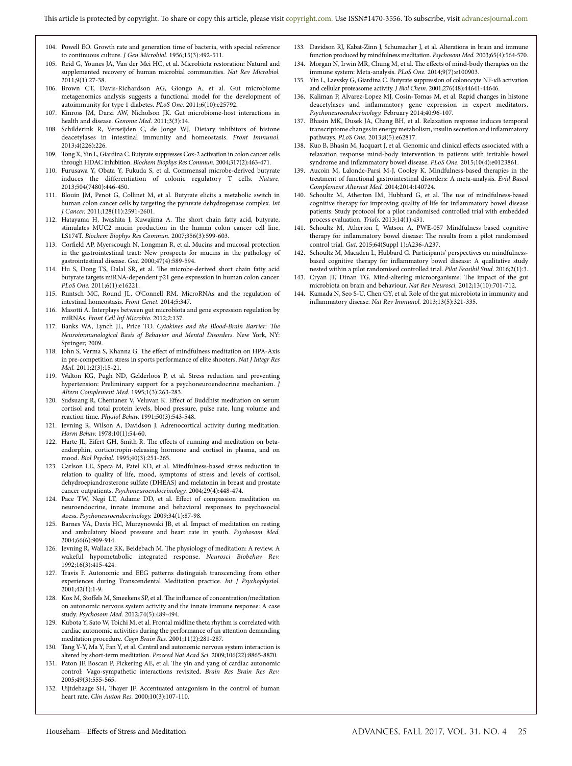104. Powell EO. Growth rate and generation time of bacteria, with special reference to continuous culture. *J Gen Microbiol.* 1956;15(3):492-511.
105. Reid G, Younes JA, Van der Mei HC, et al. Microbiota restoration: Natural and supplemented recovery of human microbial communities. *Nat Rev Microbiol.* 2011;9(1):27-38.
106. Brown CT, Davis-Richardson AG, Giongo A, et al. Gut microbiome metagenomics analysis suggests a functional model for the development of autoimmunity for type 1 diabetes. *PLoS One.* 2011;6(10):e25792.
107. Kinross JM, Darzi AW, Nicholson JK. Gut microbiome-host interactions in health and disease. *Genome Med.* 2011;3(3):14.
108. Schilderink R, Verseijden C, de Jonge WJ. Dietary inhibitors of histone deacetylases in intestinal immunity and homeostasis. *Front Immunol.* 2013;4(226):226.
109. Tong X, Yin L, Giardina C. Butyrate suppresses Cox-2 activation in colon cancer cells through HDAC inhibition. *Biochem Biophys Res Commun.* 2004;317(2):463-471.
110. Furusawa Y, Obata Y, Fukuda S, et al. Commensal microbe-derived butyrate induces the differentiation of colonic regulatory T cells. *Nature.* 2013;504(7480):446-450.
111. Blouin JM, Penot G, Collinet M, et al. Butyrate elicits a metabolic switch in human colon cancer cells by targeting the pyruvate dehydrogenase complex. *Int J Cancer.* 2011;128(11):2591-2601.
112. Hatayama H, Iwashita J, Kuwajima A. The short chain fatty acid, butyrate, stimulates MUC2 mucin production in the human colon cancer cell line, LS174T. *Biochem Biophys Res Commun.* 2007;356(3):599-603.
113. Corfield AP, Myerscough N, Longman R, et al. Mucins and mucosal protection in the gastrointestinal tract: New prospects for mucins in the pathology of gastrointestinal disease. *Gut.* 2000;47(4):589-594.
114. Hu S, Dong TS, Dalal SR, et al. The microbe-derived short chain fatty acid butyrate targets miRNA-dependent p21 gene expression in human colon cancer. *PLoS One.* 2011;6(1):e16221.
115. Runtsch MC, Round JL, O'Connell RM. MicroRNAs and the regulation of intestinal homeostasis. *Front Genet.* 2014;5:347.
116. Masotti A. Interplays between gut microbiota and gene expression regulation by miRNAs. *Front Cell Inf Microbio.* 2012;2:137.
117. Banks WA, Lynch JL, Price TO. *Cytokines and the Blood-Brain Barrier: The Neuroimmunological Basis of Behavior and Mental Disorders.* New York, NY: Springer; 2009.
118. John S, Verma S, Khanna G. The effect of mindfulness meditation on HPA-Axis in pre-competition stress in sports performance of elite shooters. *Nat J Integr Res Med.* 2011;2(3):15-21.
119. Walton KG, Pugh ND, Gelderloos P, et al. Stress reduction and preventing hypertension: Preliminary support for a psychoneuroendocrine mechanism. *J Altern Complement Med.* 1995;1(3):263-283.
120. Sudsuang R, Chentanez V, Veluvan K. Effect of Buddhist meditation on serum cortisol and total protein levels, blood pressure, pulse rate, lung volume and reaction time. *Physiol Behav.* 1991;50(3):543-548.
121. Jevning R, Wilson A, Davidson J. Adrenocortical activity during meditation. *Horm Behav.* 1978;10(1):54-60.
122. Harte JL, Eifert GH, Smith R. The effects of running and meditation on beta-endorphin, corticotropin-releasing hormone and cortisol in plasma, and on mood. *Biol Psychol.* 1995;40(3):251-265.
123. Carlson LE, Speca M, Patel KD, et al. Mindfulness-based stress reduction in relation to quality of life, mood, symptoms of stress and levels of cortisol, dehydroepiandrosterone sulfate (DHEAS) and melatonin in breast and prostate cancer outpatients. *Psychoneuroendocrinology.* 2004;29(4):448-474.
124. Pace TW, Negi LT, Adame DD, et al. Effect of compassion meditation on neuroendocrine, innate immune and behavioral responses to psychosocial stress. *Psychoneuroendocrinology.* 2009;34(1):87-98.
125. Barnes VA, Davis HC, Murzynowski JB, et al. Impact of meditation on resting and ambulatory blood pressure and heart rate in youth. *Psychosom Med.* 2004;66(6):909-914.
126. Jevning R, Wallace RK, Beidebach M. The physiology of meditation: A review. A wakeful hypometabolic integrated response. *Neurosci Biobehav Rev.* 1992;16(3):415-424.
127. Travis F. Autonomic and EEG patterns distinguish transcending from other experiences during Transcendental Meditation practice. *Int J Psychophysiol.* 2001;42(1):1-9.
128. Kox M, Stoffels M, Smeekens SP, et al. The influence of concentration/meditation on autonomic nervous system activity and the innate immune response: A case study. *Psychosom Med.* 2012;74(5):489-494.
129. Kubota Y, Sato W, Toichi M, et al. Frontal midline theta rhythm is correlated with cardiac autonomic activities during the performance of an attention demanding meditation procedure. *Cogn Brain Res.* 2001;11(2):281-287.
130. Tang Y-Y, Ma Y, Fan Y, et al. Central and autonomic nervous system interaction is altered by short-term meditation. *Proceed Nat Acad Sci.* 2009;106(22):8865-8870.
131. Paton JF, Boscan P, Pickering AE, et al. The yin and yang of cardiac autonomic control: Vago-sympathetic interactions revisited. *Brain Res Brain Res Rev.* 2005;49(3):555-565.
132. Uijtdehaage SH, Thayer JF. Accentuated antagonism in the control of human heart rate. *Clin Auton Res.* 2000;10(3):107-110.
133. Davidson RJ, Kabat-Zinn J, Schumacher J, et al. Alterations in brain and immune function produced by mindfulness meditation. *Psychosom Med.* 2003;65(4):564-570.
134. Morgan N, Irwin MR, Chung M, et al. The effects of mind-body therapies on the immune system: Meta-analysis. *PLoS One.* 2014;9(7):e100903.
135. Yin L, Laevsky G, Giardina C. Butyrate suppression of colonocyte NF-κB activation and cellular proteasome activity. *J Biol Chem.* 2001;276(48):44641-44646.
136. Kaliman P, Alvarez-Lopez MJ, Cosin-Tomas M, et al. Rapid changes in histone deacetylases and inflammatory gene expression in expert meditators. *Psychoneuroendocrinology.* February 2014;40:96-107.
137. Bhasin MK, Dusek JA, Chang BH, et al. Relaxation response induces temporal transcriptome changes in energy metabolism, insulin secretion and inflammatory pathways. *PLoS One.* 2013;8(5):e62817.
138. Kuo B, Bhasin M, Jacquart J, et al. Genomic and clinical effects associated with a relaxation response mind-body intervention in patients with irritable bowel syndrome and inflammatory bowel disease. *PLoS One.* 2015;10(4):e0123861.
139. Aucoin M, Lalonde-Parsi M-J, Cooley K. Mindfulness-based therapies in the treatment of functional gastrointestinal disorders: A meta-analysis. *Evid Based Complement Alternat Med.* 2014;2014:140724.
140. Schoultz M, Atherton IM, Hubbard G, et al. The use of mindfulness-based cognitive therapy for improving quality of life for inflammatory bowel disease patients: Study protocol for a pilot randomised controlled trial with embedded process evaluation. *Trials.* 2013;14(1):431.
141. Schoultz M, Atherton I, Watson A. PWE-057 Mindfulness based cognitive therapy for inflammatory bowel disease: The results from a pilot randomised control trial. *Gut.* 2015;64(Suppl 1):A236-A237.
142. Schoultz M, Macaden L, Hubbard G. Participants' perspectives on mindfulness-based cognitive therapy for inflammatory bowel disease: A qualitative study nested within a pilot randomised controlled trial. *Pilot Feasibil Stud.* 2016;2(1):3.
143. Cryan JF, Dinan TG. Mind-altering microorganisms: The impact of the gut microbiota on brain and behaviour. *Nat Rev Neurosci.* 2012;13(10):701-712.
144. Kamada N, Seo S-U, Chen GY, et al. Role of the gut microbiota in immunity and inflammatory disease. *Nat Rev Immunol.* 2013;13(5):321-335.